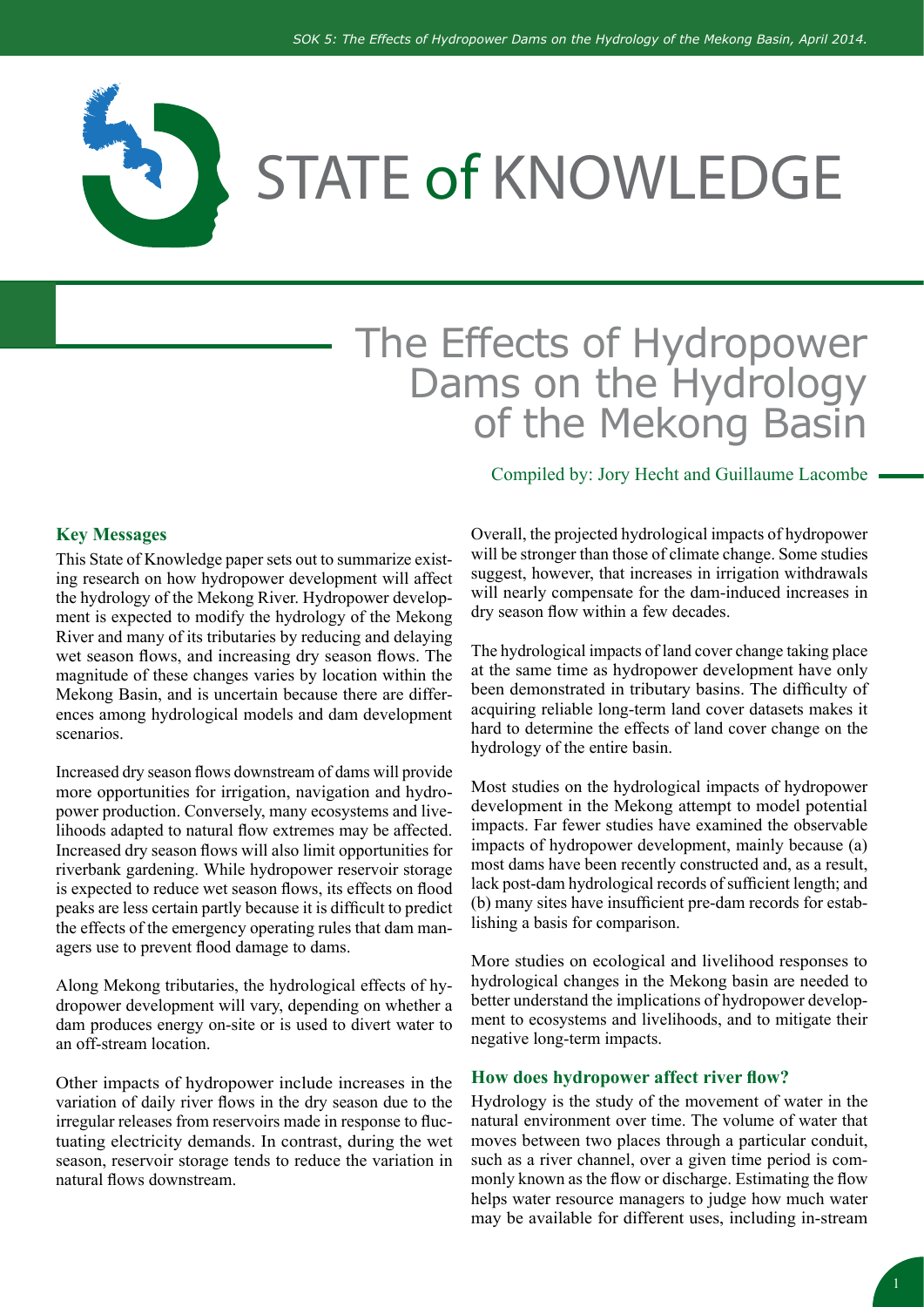# STATE of KNOWLEDGE

# The Effects of Hydropower Dams on the Hydrology of the Mekong Basin

Compiled by: Jory Hecht and Guillaume Lacombe

## Key Messages

This State of Knowledge paper sets out to summarize existing research on how hydropower development will affect the hydrology of the Mekong River. Hydropower development is expected to modify the hydrology of the Mekong River and many of its tributaries by reducing and delaying wet season flows, and increasing dry season flows. The magnitude of these changes varies by location within the Mekong Basin, and is uncertain because there are differences among hydrological models and dam development scenarios.

Increased dry season flows downstream of dams will provide more opportunities for irrigation, navigation and hydropower production. Conversely, many ecosystems and livelihoods adapted to natural flow extremes may be affected. Increased dry season flows will also limit opportunities for riverbank gardening. While hydropower reservoir storage is expected to reduce wet season flows, its effects on flood peaks are less certain partly because it is difficult to predict the effects of the emergency operating rules that dam managers use to prevent flood damage to dams.

Along Mekong tributaries, the hydrological effects of hydropower development will vary, depending on whether a dam produces energy on-site or is used to divert water to an off-stream location.

Other impacts of hydropower include increases in the variation of daily river flows in the dry season due to the irregular releases from reservoirs made in response to fluctuating electricity demands. In contrast, during the wet season, reservoir storage tends to reduce the variation in natural flows downstream.

Overall, the projected hydrological impacts of hydropower will be stronger than those of climate change. Some studies suggest, however, that increases in irrigation withdrawals will nearly compensate for the dam-induced increases in dry season flow within a few decades.

The hydrological impacts of land cover change taking place at the same time as hydropower development have only been demonstrated in tributary basins. The difficulty of acquiring reliable long-term land cover datasets makes it hard to determine the effects of land cover change on the hydrology of the entire basin.

Most studies on the hydrological impacts of hydropower development in the Mekong attempt to model potential impacts. Far fewer studies have examined the observable impacts of hydropower development, mainly because (a) most dams have been recently constructed and, as a result, lack post-dam hydrological records of sufficient length; and (b) many sites have insufficient pre-dam records for establishing a basis for comparison.

More studies on ecological and livelihood responses to hydrological changes in the Mekong basin are needed to better understand the implications of hydropower development to ecosystems and livelihoods, and to mitigate their negative long-term impacts.

## How does hydropower affect river flow?

Hydrology is the study of the movement of water in the natural environment over time. The volume of water that moves between two places through a particular conduit, such as a river channel, over a given time period is commonly known as the flow or discharge. Estimating the flow helps water resource managers to judge how much water may be available for different uses, including in-stream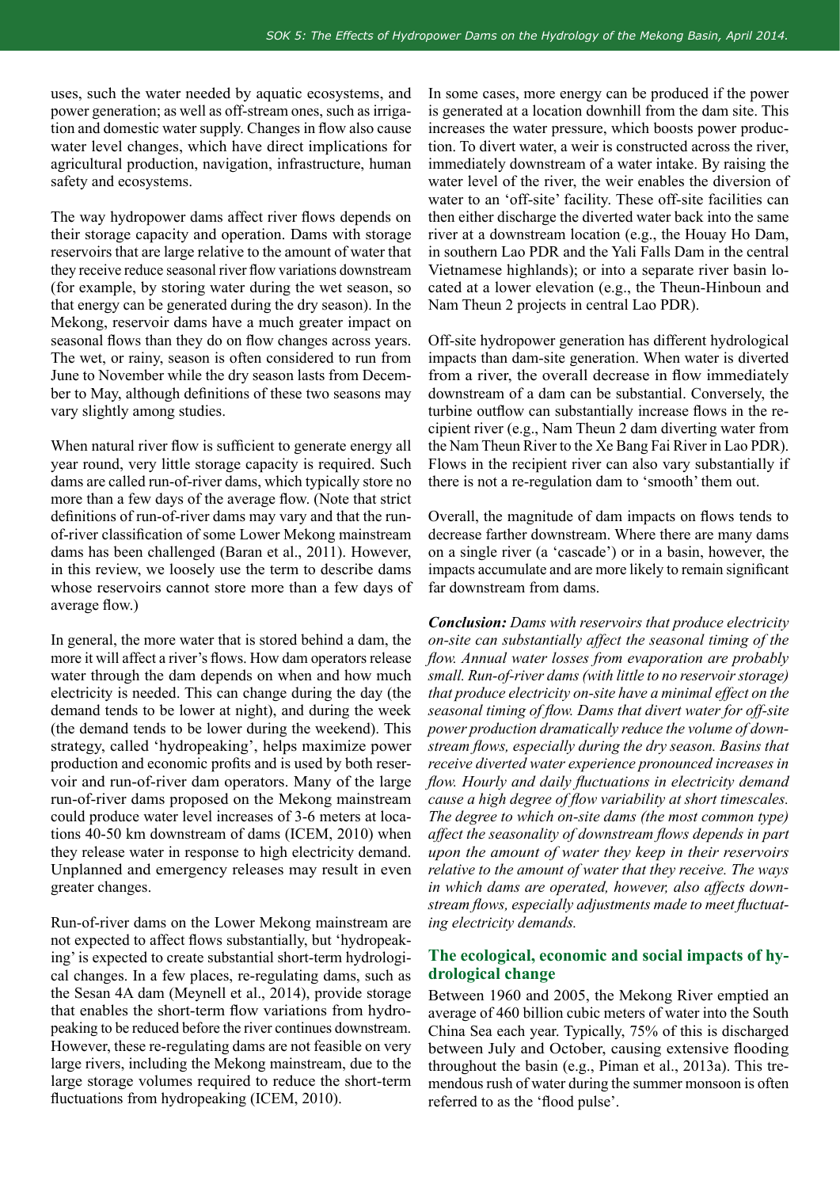uses, such the water needed by aquatic ecosystems, and power generation; as well as off-stream ones, such as irrigation and domestic water supply. Changes in flow also cause water level changes, which have direct implications for agricultural production, navigation, infrastructure, human safety and ecosystems.

The way hydropower dams affect river flows depends on their storage capacity and operation. Dams with storage reservoirs that are large relative to the amount of water that they receive reduce seasonal river flow variations downstream (for example, by storing water during the wet season, so that energy can be generated during the dry season). In the Mekong, reservoir dams have a much greater impact on seasonal flows than they do on flow changes across years. The wet, or rainy, season is often considered to run from June to November while the dry season lasts from December to May, although definitions of these two seasons may vary slightly among studies.

When natural river flow is sufficient to generate energy all year round, very little storage capacity is required. Such dams are called run-of-river dams, which typically store no more than a few days of the average flow. (Note that strict definitions of run-of-river dams may vary and that the run-of-river classification of some Lower Mekong mainstream dams has been challenged (Baran et al., 2011). However, in this review, we loosely use the term to describe dams whose reservoirs cannot store more than a few days of average flow.)

In general, the more water that is stored behind a dam, the more it will affect a river's flows. How dam operators release water through the dam depends on when and how much electricity is needed. This can change during the day (the demand tends to be lower at night), and during the week (the demand tends to be lower during the weekend). This strategy, called 'hydropeaking', helps maximize power production and economic profits and is used by both reservoir and run-of-river dam operators. Many of the large run-of-river dams proposed on the Mekong mainstream could produce water level increases of 3-6 meters at locations 40-50 km downstream of dams (ICEM, 2010) when they release water in response to high electricity demand. Unplanned and emergency releases may result in even greater changes.

Run-of-river dams on the Lower Mekong mainstream are not expected to affect flows substantially, but 'hydropeaking' is expected to create substantial short-term hydrological changes. In a few places, re-regulating dams, such as the Sesan 4A dam (Meynell et al., 2014), provide storage that enables the short-term flow variations from hydropeaking to be reduced before the river continues downstream. However, these re-regulating dams are not feasible on very large rivers, including the Mekong mainstream, due to the large storage volumes required to reduce the short-term fluctuations from hydropeaking (ICEM, 2010).

In some cases, more energy can be produced if the power is generated at a location downhill from the dam site. This increases the water pressure, which boosts power production. To divert water, a weir is constructed across the river, immediately downstream of a water intake. By raising the water level of the river, the weir enables the diversion of water to an 'off-site' facility. These off-site facilities can then either discharge the diverted water back into the same river at a downstream location (e.g., the Houay Ho Dam, in southern Lao PDR and the Yali Falls Dam in the central Vietnamese highlands); or into a separate river basin located at a lower elevation (e.g., the Theun-Hinboun and Nam Theun 2 projects in central Lao PDR).

Off-site hydropower generation has different hydrological impacts than dam-site generation. When water is diverted from a river, the overall decrease in flow immediately downstream of a dam can be substantial. Conversely, the turbine outflow can substantially increase flows in the recipient river (e.g., Nam Theun 2 dam diverting water from the Nam Theun River to the Xe Bang Fai River in Lao PDR). Flows in the recipient river can also vary substantially if there is not a re-regulation dam to 'smooth' them out.

Overall, the magnitude of dam impacts on flows tends to decrease farther downstream. Where there are many dams on a single river (a 'cascade') or in a basin, however, the impacts accumulate and are more likely to remain significant far downstream from dams.

***Conclusion:*** *Dams with reservoirs that produce electricity on-site can substantially affect the seasonal timing of the flow. Annual water losses from evaporation are probably small. Run-of-river dams (with little to no reservoir storage) that produce electricity on-site have a minimal effect on the seasonal timing of flow. Dams that divert water for off-site power production dramatically reduce the volume of downstream flows, especially during the dry season. Basins that receive diverted water experience pronounced increases in flow. Hourly and daily fluctuations in electricity demand cause a high degree of flow variability at short timescales. The degree to which on-site dams (the most common type) affect the seasonality of downstream flows depends in part upon the amount of water they keep in their reservoirs relative to the amount of water that they receive. The ways in which dams are operated, however, also affects downstream flows, especially adjustments made to meet fluctuating electricity demands.*

## The ecological, economic and social impacts of hydrological change

Between 1960 and 2005, the Mekong River emptied an average of 460 billion cubic meters of water into the South China Sea each year. Typically, 75% of this is discharged between July and October, causing extensive flooding throughout the basin (e.g., Piman et al., 2013a). This tremendous rush of water during the summer monsoon is often referred to as the 'flood pulse'.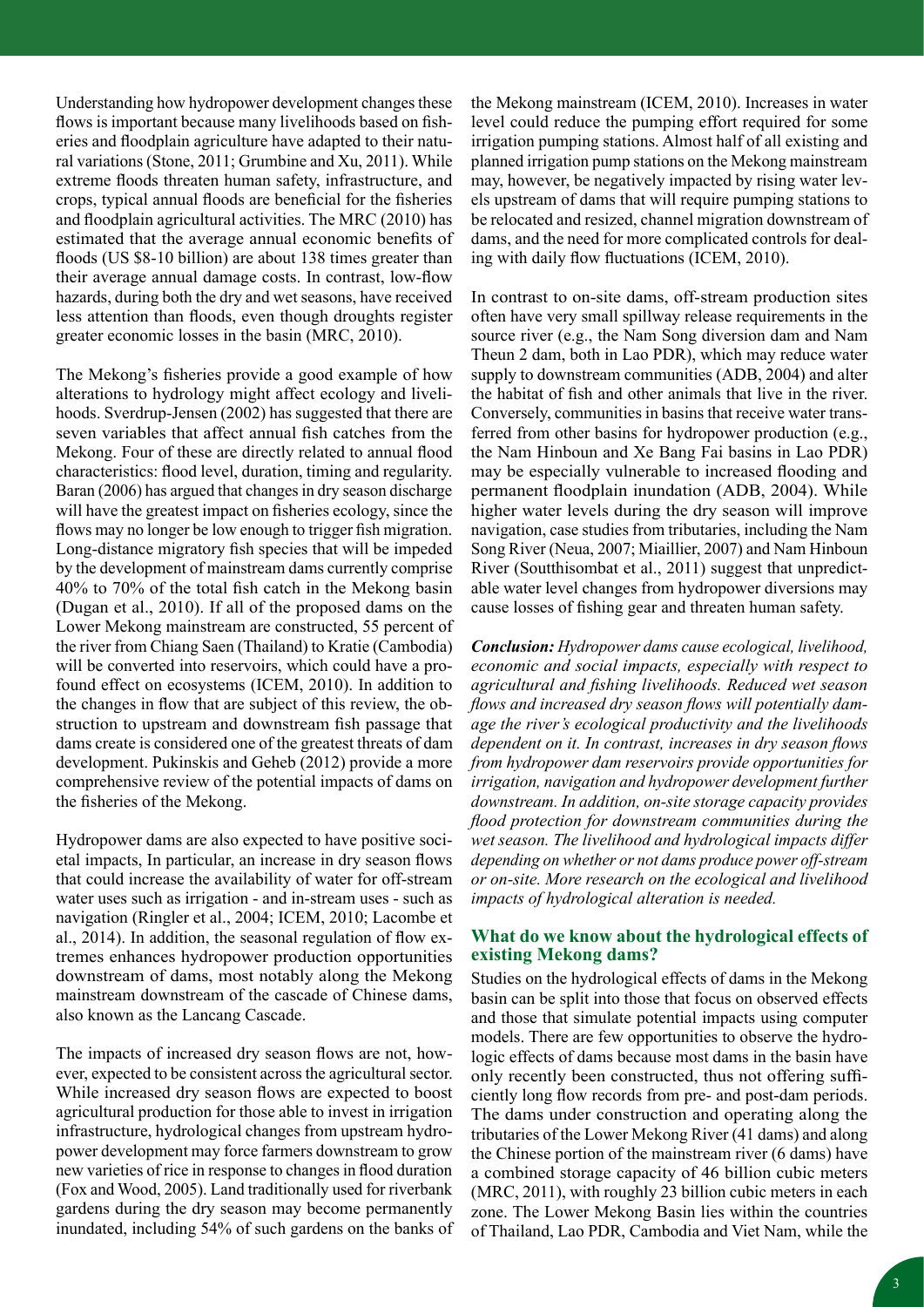Understanding how hydropower development changes these flows is important because many livelihoods based on fisheries and floodplain agriculture have adapted to their natural variations (Stone, 2011; Grumbine and Xu, 2011). While extreme floods threaten human safety, infrastructure, and crops, typical annual floods are beneficial for the fisheries and floodplain agricultural activities. The MRC (2010) has estimated that the average annual economic benefits of floods (US $8-10 billion) are about 138 times greater than their average annual damage costs. In contrast, low-flow hazards, during both the dry and wet seasons, have received less attention than floods, even though droughts register greater economic losses in the basin (MRC, 2010).

The Mekong's fisheries provide a good example of how alterations to hydrology might affect ecology and livelihoods. Sverdrup-Jensen (2002) has suggested that there are seven variables that affect annual fish catches from the Mekong. Four of these are directly related to annual flood characteristics: flood level, duration, timing and regularity. Baran (2006) has argued that changes in dry season discharge will have the greatest impact on fisheries ecology, since the flows may no longer be low enough to trigger fish migration. Long-distance migratory fish species that will be impeded by the development of mainstream dams currently comprise 40% to 70% of the total fish catch in the Mekong basin (Dugan et al., 2010). If all of the proposed dams on the Lower Mekong mainstream are constructed, 55 percent of the river from Chiang Saen (Thailand) to Kratie (Cambodia) will be converted into reservoirs, which could have a profound effect on ecosystems (ICEM, 2010). In addition to the changes in flow that are subject of this review, the obstruction to upstream and downstream fish passage that dams create is considered one of the greatest threats of dam development. Pukinskis and Geheb (2012) provide a more comprehensive review of the potential impacts of dams on the fisheries of the Mekong.

Hydropower dams are also expected to have positive societal impacts, In particular, an increase in dry season flows that could increase the availability of water for off-stream water uses such as irrigation - and in-stream uses - such as navigation (Ringler et al., 2004; ICEM, 2010; Lacombe et al., 2014). In addition, the seasonal regulation of flow extremes enhances hydropower production opportunities downstream of dams, most notably along the Mekong mainstream downstream of the cascade of Chinese dams, also known as the Lancang Cascade.

The impacts of increased dry season flows are not, however, expected to be consistent across the agricultural sector. While increased dry season flows are expected to boost agricultural production for those able to invest in irrigation infrastructure, hydrological changes from upstream hydropower development may force farmers downstream to grow new varieties of rice in response to changes in flood duration (Fox and Wood, 2005). Land traditionally used for riverbank gardens during the dry season may become permanently inundated, including 54% of such gardens on the banks of the Mekong mainstream (ICEM, 2010). Increases in water level could reduce the pumping effort required for some irrigation pumping stations. Almost half of all existing and planned irrigation pump stations on the Mekong mainstream may, however, be negatively impacted by rising water levels upstream of dams that will require pumping stations to be relocated and resized, channel migration downstream of dams, and the need for more complicated controls for dealing with daily flow fluctuations (ICEM, 2010).

In contrast to on-site dams, off-stream production sites often have very small spillway release requirements in the source river (e.g., the Nam Song diversion dam and Nam Theun 2 dam, both in Lao PDR), which may reduce water supply to downstream communities (ADB, 2004) and alter the habitat of fish and other animals that live in the river. Conversely, communities in basins that receive water transferred from other basins for hydropower production (e.g., the Nam Hinboun and Xe Bang Fai basins in Lao PDR) may be especially vulnerable to increased flooding and permanent floodplain inundation (ADB, 2004). While higher water levels during the dry season will improve navigation, case studies from tributaries, including the Nam Song River (Neua, 2007; Miaillier, 2007) and Nam Hinboun River (Souththisombat et al., 2011) suggest that unpredictable water level changes from hydropower diversions may cause losses of fishing gear and threaten human safety.

***Conclusion:*** *Hydropower dams cause ecological, livelihood, economic and social impacts, especially with respect to agricultural and fishing livelihoods. Reduced wet season flows and increased dry season flows will potentially damage the river's ecological productivity and the livelihoods dependent on it. In contrast, increases in dry season flows from hydropower dam reservoirs provide opportunities for irrigation, navigation and hydropower development further downstream. In addition, on-site storage capacity provides flood protection for downstream communities during the wet season. The livelihood and hydrological impacts differ depending on whether or not dams produce power off-stream or on-site. More research on the ecological and livelihood impacts of hydrological alteration is needed.*

### What do we know about the hydrological effects of existing Mekong dams?

Studies on the hydrological effects of dams in the Mekong basin can be split into those that focus on observed effects and those that simulate potential impacts using computer models. There are few opportunities to observe the hydrologic effects of dams because most dams in the basin have only recently been constructed, thus not offering sufficiently long flow records from pre- and post-dam periods. The dams under construction and operating along the tributaries of the Lower Mekong River (41 dams) and along the Chinese portion of the mainstream river (6 dams) have a combined storage capacity of 46 billion cubic meters (MRC, 2011), with roughly 23 billion cubic meters in each zone. The Lower Mekong Basin lies within the countries of Thailand, Lao PDR, Cambodia and Viet Nam, while the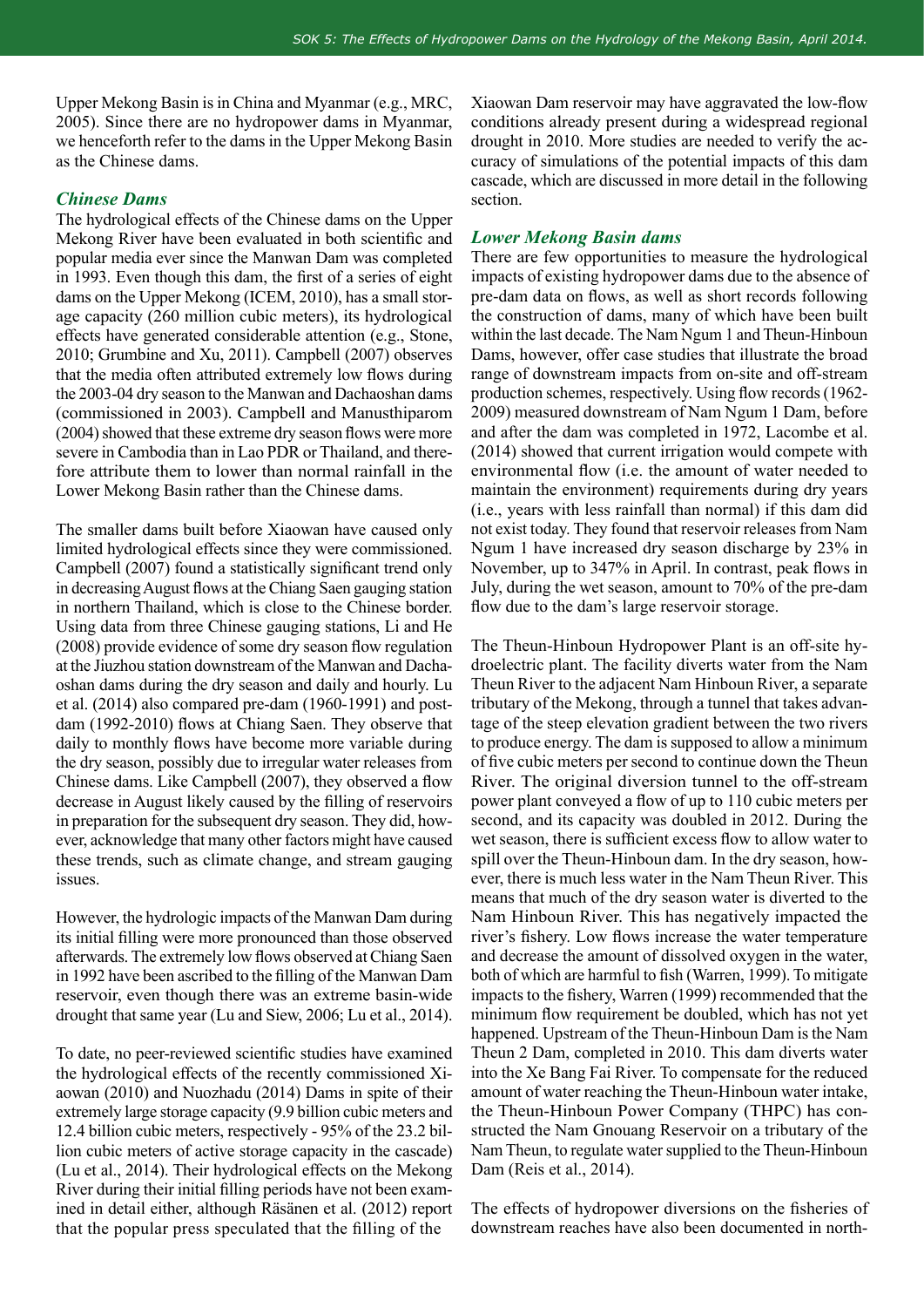Upper Mekong Basin is in China and Myanmar (e.g., MRC, 2005). Since there are no hydropower dams in Myanmar, we henceforth refer to the dams in the Upper Mekong Basin as the Chinese dams.

### *Chinese Dams*

The hydrological effects of the Chinese dams on the Upper Mekong River have been evaluated in both scientific and popular media ever since the Manwan Dam was completed in 1993. Even though this dam, the first of a series of eight dams on the Upper Mekong (ICEM, 2010), has a small storage capacity (260 million cubic meters), its hydrological effects have generated considerable attention (e.g., Stone, 2010; Grumbine and Xu, 2011). Campbell (2007) observes that the media often attributed extremely low flows during the 2003-04 dry season to the Manwan and Dachaoshan dams (commissioned in 2003). Campbell and Manusthiparom (2004) showed that these extreme dry season flows were more severe in Cambodia than in Lao PDR or Thailand, and therefore attribute them to lower than normal rainfall in the Lower Mekong Basin rather than the Chinese dams.

The smaller dams built before Xiaowan have caused only limited hydrological effects since they were commissioned. Campbell (2007) found a statistically significant trend only in decreasing August flows at the Chiang Saen gauging station in northern Thailand, which is close to the Chinese border. Using data from three Chinese gauging stations, Li and He (2008) provide evidence of some dry season flow regulation at the Jiuzhou station downstream of the Manwan and Dachaoshan dams during the dry season and daily and hourly. Lu et al. (2014) also compared pre-dam (1960-1991) and post-dam (1992-2010) flows at Chiang Saen. They observe that daily to monthly flows have become more variable during the dry season, possibly due to irregular water releases from Chinese dams. Like Campbell (2007), they observed a flow decrease in August likely caused by the filling of reservoirs in preparation for the subsequent dry season. They did, however, acknowledge that many other factors might have caused these trends, such as climate change, and stream gauging issues.

However, the hydrologic impacts of the Manwan Dam during its initial filling were more pronounced than those observed afterwards. The extremely low flows observed at Chiang Saen in 1992 have been ascribed to the filling of the Manwan Dam reservoir, even though there was an extreme basin-wide drought that same year (Lu and Siew, 2006; Lu et al., 2014).

To date, no peer-reviewed scientific studies have examined the hydrological effects of the recently commissioned Xiaowan (2010) and Nuozhadu (2014) Dams in spite of their extremely large storage capacity (9.9 billion cubic meters and 12.4 billion cubic meters, respectively - 95% of the 23.2 billion cubic meters of active storage capacity in the cascade) (Lu et al., 2014). Their hydrological effects on the Mekong River during their initial filling periods have not been examined in detail either, although Räsänen et al. (2012) report that the popular press speculated that the filling of the Xiaowan Dam reservoir may have aggravated the low-flow conditions already present during a widespread regional drought in 2010. More studies are needed to verify the accuracy of simulations of the potential impacts of this dam cascade, which are discussed in more detail in the following section.

### *Lower Mekong Basin dams*

There are few opportunities to measure the hydrological impacts of existing hydropower dams due to the absence of pre-dam data on flows, as well as short records following the construction of dams, many of which have been built within the last decade. The Nam Ngum 1 and Theun-Hinboun Dams, however, offer case studies that illustrate the broad range of downstream impacts from on-site and off-stream production schemes, respectively. Using flow records (1962-2009) measured downstream of Nam Ngum 1 Dam, before and after the dam was completed in 1972, Lacombe et al. (2014) showed that current irrigation would compete with environmental flow (i.e. the amount of water needed to maintain the environment) requirements during dry years (i.e., years with less rainfall than normal) if this dam did not exist today. They found that reservoir releases from Nam Ngum 1 have increased dry season discharge by 23% in November, up to 347% in April. In contrast, peak flows in July, during the wet season, amount to 70% of the pre-dam flow due to the dam's large reservoir storage.

The Theun-Hinboun Hydropower Plant is an off-site hydroelectric plant. The facility diverts water from the Nam Theun River to the adjacent Nam Hinboun River, a separate tributary of the Mekong, through a tunnel that takes advantage of the steep elevation gradient between the two rivers to produce energy. The dam is supposed to allow a minimum of five cubic meters per second to continue down the Theun River. The original diversion tunnel to the off-stream power plant conveyed a flow of up to 110 cubic meters per second, and its capacity was doubled in 2012. During the wet season, there is sufficient excess flow to allow water to spill over the Theun-Hinboun dam. In the dry season, however, there is much less water in the Nam Theun River. This means that much of the dry season water is diverted to the Nam Hinboun River. This has negatively impacted the river's fishery. Low flows increase the water temperature and decrease the amount of dissolved oxygen in the water, both of which are harmful to fish (Warren, 1999). To mitigate impacts to the fishery, Warren (1999) recommended that the minimum flow requirement be doubled, which has not yet happened. Upstream of the Theun-Hinboun Dam is the Nam Theun 2 Dam, completed in 2010. This dam diverts water into the Xe Bang Fai River. To compensate for the reduced amount of water reaching the Theun-Hinboun water intake, the Theun-Hinboun Power Company (THPC) has constructed the Nam Gnouang Reservoir on a tributary of the Nam Theun, to regulate water supplied to the Theun-Hinboun Dam (Reis et al., 2014).

The effects of hydropower diversions on the fisheries of downstream reaches have also been documented in north-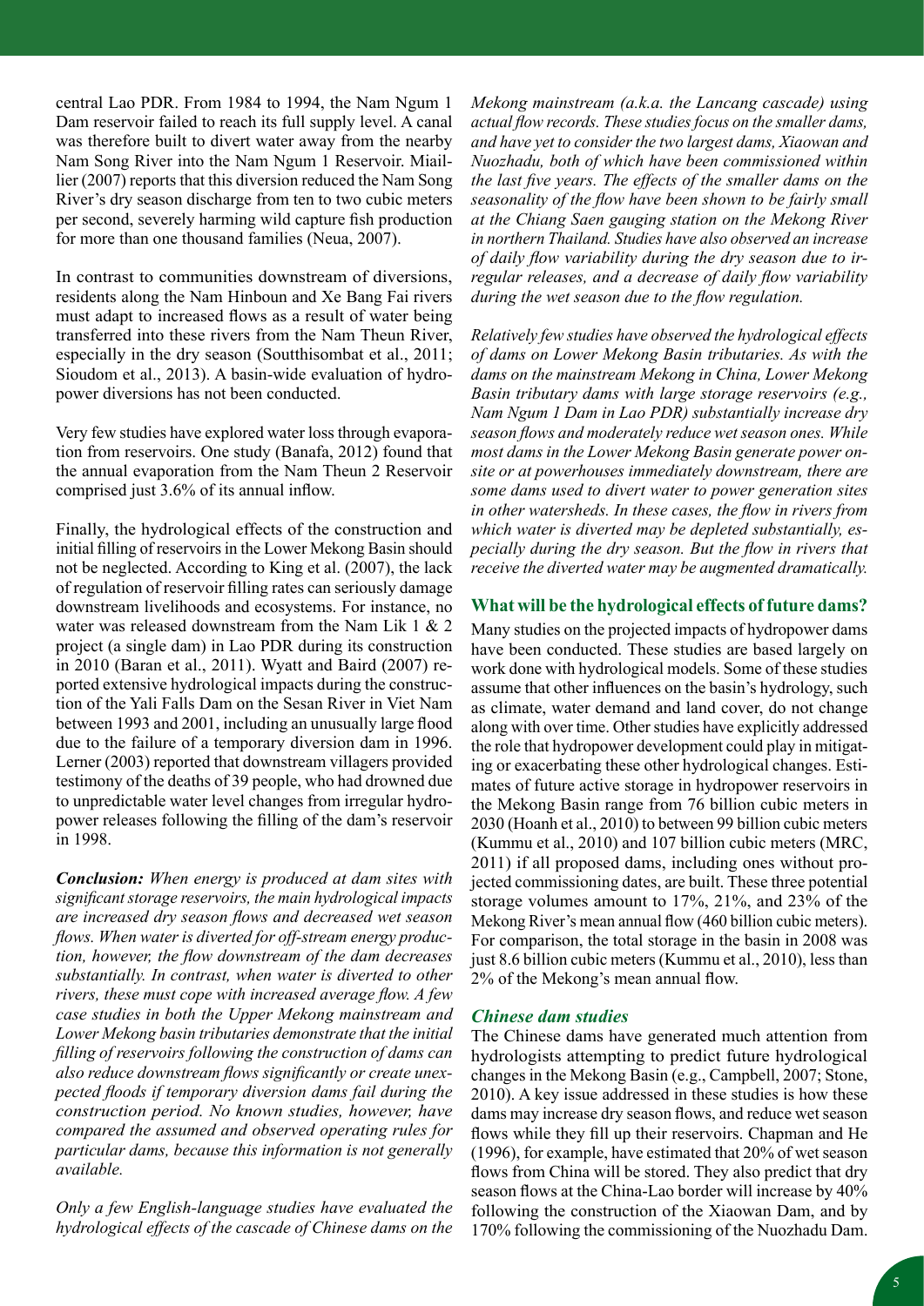central Lao PDR. From 1984 to 1994, the Nam Ngum 1 Dam reservoir failed to reach its full supply level. A canal was therefore built to divert water away from the nearby Nam Song River into the Nam Ngum 1 Reservoir. Miaillier (2007) reports that this diversion reduced the Nam Song River's dry season discharge from ten to two cubic meters per second, severely harming wild capture fish production for more than one thousand families (Neua, 2007).

In contrast to communities downstream of diversions, residents along the Nam Hinboun and Xe Bang Fai rivers must adapt to increased flows as a result of water being transferred into these rivers from the Nam Theun River, especially in the dry season (Soutthisombat et al., 2011; Sioudom et al., 2013). A basin-wide evaluation of hydropower diversions has not been conducted.

Very few studies have explored water loss through evaporation from reservoirs. One study (Banafa, 2012) found that the annual evaporation from the Nam Theun 2 Reservoir comprised just 3.6% of its annual inflow.

Finally, the hydrological effects of the construction and initial filling of reservoirs in the Lower Mekong Basin should not be neglected. According to King et al. (2007), the lack of regulation of reservoir filling rates can seriously damage downstream livelihoods and ecosystems. For instance, no water was released downstream from the Nam Lik 1 & 2 project (a single dam) in Lao PDR during its construction in 2010 (Baran et al., 2011). Wyatt and Baird (2007) reported extensive hydrological impacts during the construction of the Yali Falls Dam on the Sesan River in Viet Nam between 1993 and 2001, including an unusually large flood due to the failure of a temporary diversion dam in 1996. Lerner (2003) reported that downstream villagers provided testimony of the deaths of 39 people, who had drowned due to unpredictable water level changes from irregular hydropower releases following the filling of the dam's reservoir in 1998.

***Conclusion:*** *When energy is produced at dam sites with significant storage reservoirs, the main hydrological impacts are increased dry season flows and decreased wet season flows. When water is diverted for off-stream energy production, however, the flow downstream of the dam decreases substantially. In contrast, when water is diverted to other rivers, these must cope with increased average flow. A few case studies in both the Upper Mekong mainstream and Lower Mekong basin tributaries demonstrate that the initial filling of reservoirs following the construction of dams can also reduce downstream flows significantly or create unexpected floods if temporary diversion dams fail during the construction period. No known studies, however, have compared the assumed and observed operating rules for particular dams, because this information is not generally available.*

*Only a few English-language studies have evaluated the hydrological effects of the cascade of Chinese dams on the Mekong mainstream (a.k.a. the Lancang cascade) using actual flow records. These studies focus on the smaller dams, and have yet to consider the two largest dams, Xiaowan and Nuozhadu, both of which have been commissioned within the last five years. The effects of the smaller dams on the seasonality of the flow have been shown to be fairly small at the Chiang Saen gauging station on the Mekong River in northern Thailand. Studies have also observed an increase of daily flow variability during the dry season due to irregular releases, and a decrease of daily flow variability during the wet season due to the flow regulation.*

*Relatively few studies have observed the hydrological effects of dams on Lower Mekong Basin tributaries. As with the dams on the mainstream Mekong in China, Lower Mekong Basin tributary dams with large storage reservoirs (e.g., Nam Ngum 1 Dam in Lao PDR) substantially increase dry season flows and moderately reduce wet season ones. While most dams in the Lower Mekong Basin generate power on-site or at powerhouses immediately downstream, there are some dams used to divert water to power generation sites in other watersheds. In these cases, the flow in rivers from which water is diverted may be depleted substantially, especially during the dry season. But the flow in rivers that receive the diverted water may be augmented dramatically.*

## What will be the hydrological effects of future dams?

Many studies on the projected impacts of hydropower dams have been conducted. These studies are based largely on work done with hydrological models. Some of these studies assume that other influences on the basin's hydrology, such as climate, water demand and land cover, do not change along with over time. Other studies have explicitly addressed the role that hydropower development could play in mitigating or exacerbating these other hydrological changes. Estimates of future active storage in hydropower reservoirs in the Mekong Basin range from 76 billion cubic meters in 2030 (Hoanh et al., 2010) to between 99 billion cubic meters (Kummu et al., 2010) and 107 billion cubic meters (MRC, 2011) if all proposed dams, including ones without projected commissioning dates, are built. These three potential storage volumes amount to 17%, 21%, and 23% of the Mekong River's mean annual flow (460 billion cubic meters). For comparison, the total storage in the basin in 2008 was just 8.6 billion cubic meters (Kummu et al., 2010), less than 2% of the Mekong's mean annual flow.

### *Chinese dam studies*

The Chinese dams have generated much attention from hydrologists attempting to predict future hydrological changes in the Mekong Basin (e.g., Campbell, 2007; Stone, 2010). A key issue addressed in these studies is how these dams may increase dry season flows, and reduce wet season flows while they fill up their reservoirs. Chapman and He (1996), for example, have estimated that 20% of wet season flows from China will be stored. They also predict that dry season flows at the China-Lao border will increase by 40% following the construction of the Xiaowan Dam, and by 170% following the commissioning of the Nuozhadu Dam.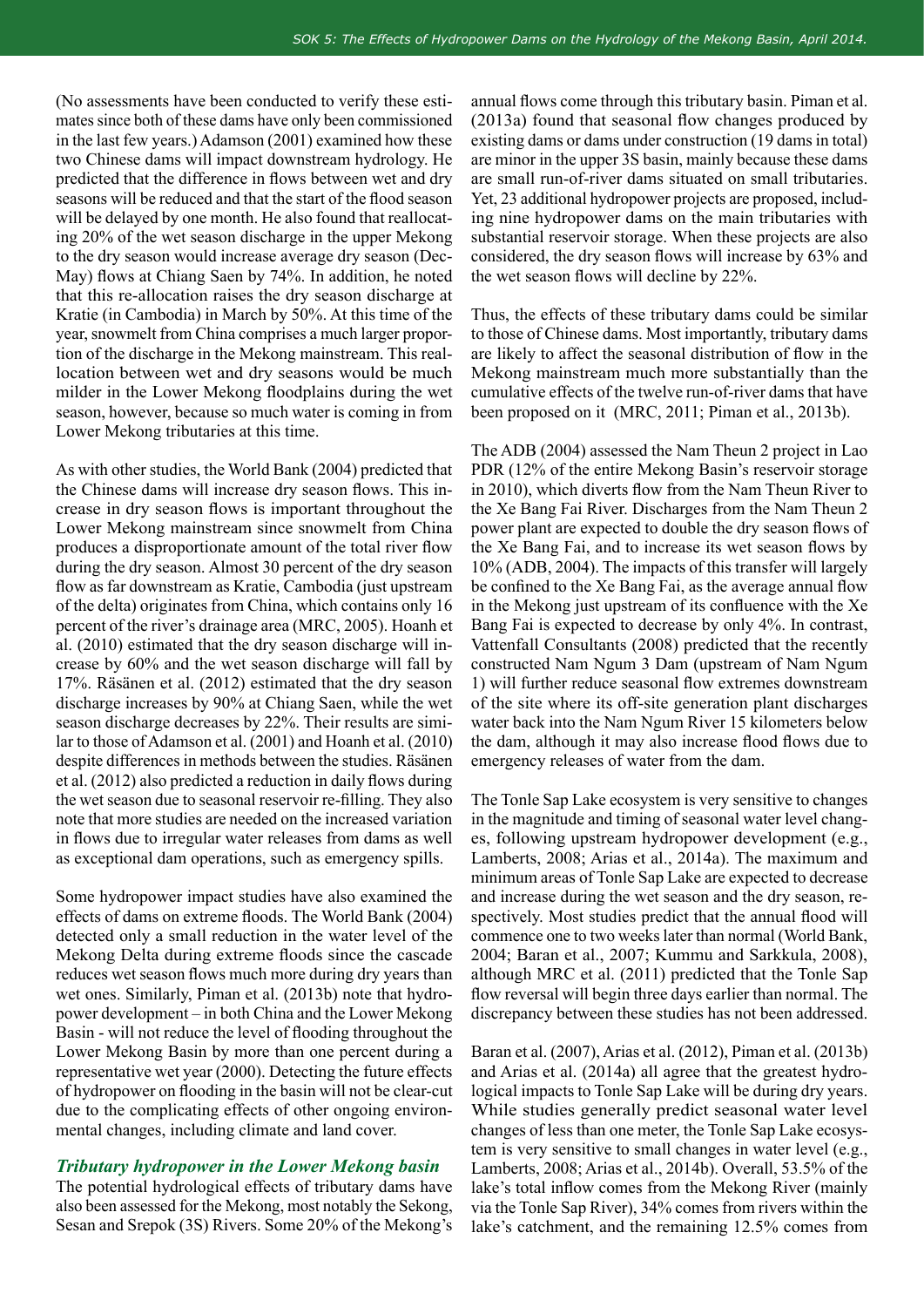(No assessments have been conducted to verify these estimates since both of these dams have only been commissioned in the last few years.) Adamson (2001) examined how these two Chinese dams will impact downstream hydrology. He predicted that the difference in flows between wet and dry seasons will be reduced and that the start of the flood season will be delayed by one month. He also found that reallocating 20% of the wet season discharge in the upper Mekong to the dry season would increase average dry season (Dec-May) flows at Chiang Saen by 74%. In addition, he noted that this re-allocation raises the dry season discharge at Kratie (in Cambodia) in March by 50%. At this time of the year, snowmelt from China comprises a much larger proportion of the discharge in the Mekong mainstream. This reallocation between wet and dry seasons would be much milder in the Lower Mekong floodplains during the wet season, however, because so much water is coming in from Lower Mekong tributaries at this time.

As with other studies, the World Bank (2004) predicted that the Chinese dams will increase dry season flows. This increase in dry season flows is important throughout the Lower Mekong mainstream since snowmelt from China produces a disproportionate amount of the total river flow during the dry season. Almost 30 percent of the dry season flow as far downstream as Kratie, Cambodia (just upstream of the delta) originates from China, which contains only 16 percent of the river's drainage area (MRC, 2005). Hoanh et al. (2010) estimated that the dry season discharge will increase by 60% and the wet season discharge will fall by 17%. Räsänen et al. (2012) estimated that the dry season discharge increases by 90% at Chiang Saen, while the wet season discharge decreases by 22%. Their results are similar to those of Adamson et al. (2001) and Hoanh et al. (2010) despite differences in methods between the studies. Räsänen et al. (2012) also predicted a reduction in daily flows during the wet season due to seasonal reservoir re-filling. They also note that more studies are needed on the increased variation in flows due to irregular water releases from dams as well as exceptional dam operations, such as emergency spills.

Some hydropower impact studies have also examined the effects of dams on extreme floods. The World Bank (2004) detected only a small reduction in the water level of the Mekong Delta during extreme floods since the cascade reduces wet season flows much more during dry years than wet ones. Similarly, Piman et al. (2013b) note that hydropower development – in both China and the Lower Mekong Basin - will not reduce the level of flooding throughout the Lower Mekong Basin by more than one percent during a representative wet year (2000). Detecting the future effects of hydropower on flooding in the basin will not be clear-cut due to the complicating effects of other ongoing environmental changes, including climate and land cover.

### *Tributary hydropower in the Lower Mekong basin*

The potential hydrological effects of tributary dams have also been assessed for the Mekong, most notably the Sekong, Sesan and Srepok (3S) Rivers. Some 20% of the Mekong's annual flows come through this tributary basin. Piman et al. (2013a) found that seasonal flow changes produced by existing dams or dams under construction (19 dams in total) are minor in the upper 3S basin, mainly because these dams are small run-of-river dams situated on small tributaries. Yet, 23 additional hydropower projects are proposed, including nine hydropower dams on the main tributaries with substantial reservoir storage. When these projects are also considered, the dry season flows will increase by 63% and the wet season flows will decline by 22%.

Thus, the effects of these tributary dams could be similar to those of Chinese dams. Most importantly, tributary dams are likely to affect the seasonal distribution of flow in the Mekong mainstream much more substantially than the cumulative effects of the twelve run-of-river dams that have been proposed on it (MRC, 2011; Piman et al., 2013b).

The ADB (2004) assessed the Nam Theun 2 project in Lao PDR (12% of the entire Mekong Basin's reservoir storage in 2010), which diverts flow from the Nam Theun River to the Xe Bang Fai River. Discharges from the Nam Theun 2 power plant are expected to double the dry season flows of the Xe Bang Fai, and to increase its wet season flows by 10% (ADB, 2004). The impacts of this transfer will largely be confined to the Xe Bang Fai, as the average annual flow in the Mekong just upstream of its confluence with the Xe Bang Fai is expected to decrease by only 4%. In contrast, Vattenfall Consultants (2008) predicted that the recently constructed Nam Ngum 3 Dam (upstream of Nam Ngum 1) will further reduce seasonal flow extremes downstream of the site where its off-site generation plant discharges water back into the Nam Ngum River 15 kilometers below the dam, although it may also increase flood flows due to emergency releases of water from the dam.

The Tonle Sap Lake ecosystem is very sensitive to changes in the magnitude and timing of seasonal water level changes, following upstream hydropower development (e.g., Lamberts, 2008; Arias et al., 2014a). The maximum and minimum areas of Tonle Sap Lake are expected to decrease and increase during the wet season and the dry season, respectively. Most studies predict that the annual flood will commence one to two weeks later than normal (World Bank, 2004; Baran et al., 2007; Kummu and Sarkkula, 2008), although MRC et al. (2011) predicted that the Tonle Sap flow reversal will begin three days earlier than normal. The discrepancy between these studies has not been addressed.

Baran et al. (2007), Arias et al. (2012), Piman et al. (2013b) and Arias et al. (2014a) all agree that the greatest hydrological impacts to Tonle Sap Lake will be during dry years. While studies generally predict seasonal water level changes of less than one meter, the Tonle Sap Lake ecosystem is very sensitive to small changes in water level (e.g., Lamberts, 2008; Arias et al., 2014b). Overall, 53.5% of the lake's total inflow comes from the Mekong River (mainly via the Tonle Sap River), 34% comes from rivers within the lake's catchment, and the remaining 12.5% comes from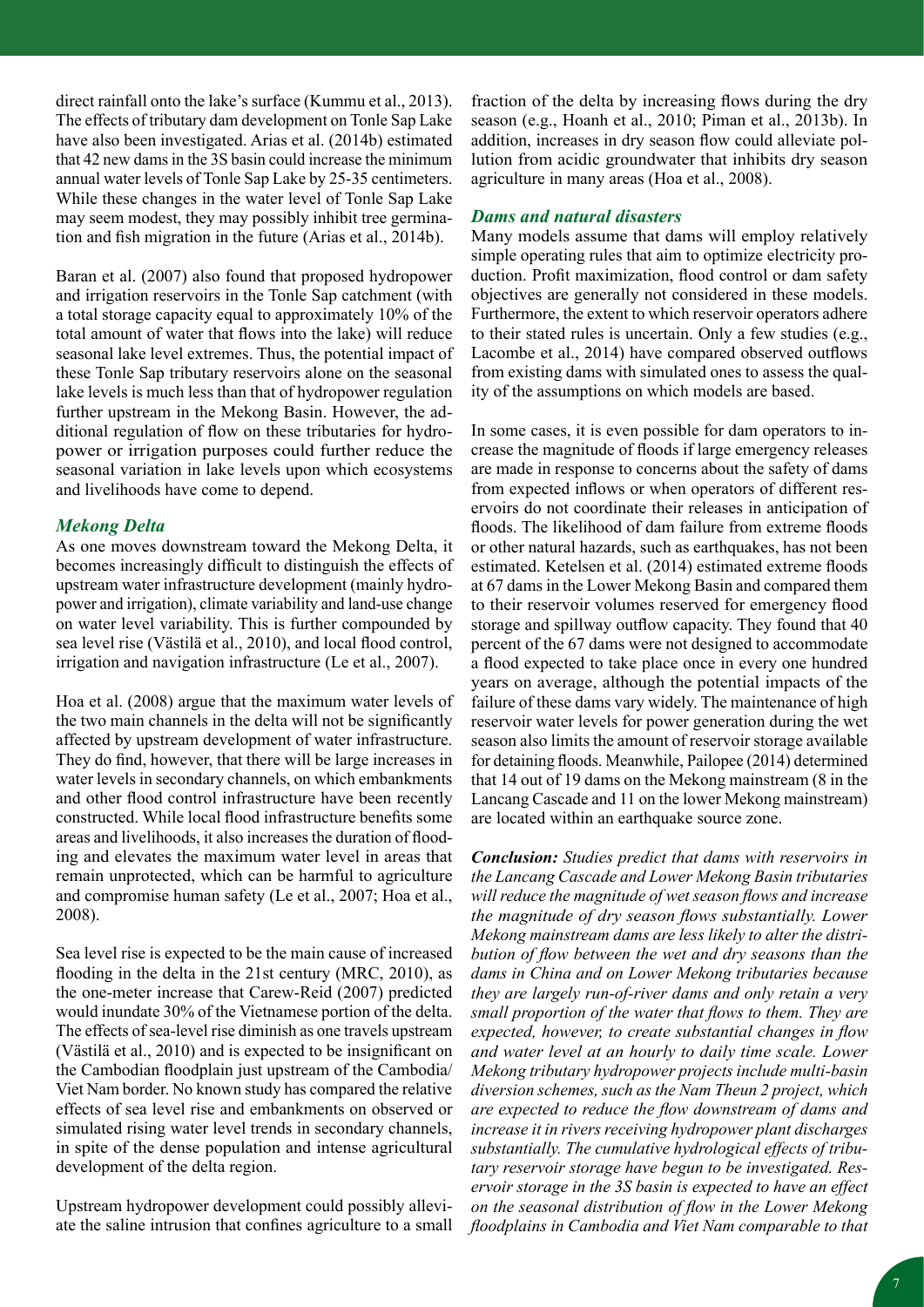direct rainfall onto the lake's surface (Kummu et al., 2013). The effects of tributary dam development on Tonle Sap Lake have also been investigated. Arias et al. (2014b) estimated that 42 new dams in the 3S basin could increase the minimum annual water levels of Tonle Sap Lake by 25-35 centimeters. While these changes in the water level of Tonle Sap Lake may seem modest, they may possibly inhibit tree germination and fish migration in the future (Arias et al., 2014b).

Baran et al. (2007) also found that proposed hydropower and irrigation reservoirs in the Tonle Sap catchment (with a total storage capacity equal to approximately 10% of the total amount of water that flows into the lake) will reduce seasonal lake level extremes. Thus, the potential impact of these Tonle Sap tributary reservoirs alone on the seasonal lake levels is much less than that of hydropower regulation further upstream in the Mekong Basin. However, the additional regulation of flow on these tributaries for hydropower or irrigation purposes could further reduce the seasonal variation in lake levels upon which ecosystems and livelihoods have come to depend.

### *Mekong Delta*

As one moves downstream toward the Mekong Delta, it becomes increasingly difficult to distinguish the effects of upstream water infrastructure development (mainly hydropower and irrigation), climate variability and land-use change on water level variability. This is further compounded by sea level rise (Västilä et al., 2010), and local flood control, irrigation and navigation infrastructure (Le et al., 2007).

Hoa et al. (2008) argue that the maximum water levels of the two main channels in the delta will not be significantly affected by upstream development of water infrastructure. They do find, however, that there will be large increases in water levels in secondary channels, on which embankments and other flood control infrastructure have been recently constructed. While local flood infrastructure benefits some areas and livelihoods, it also increases the duration of flooding and elevates the maximum water level in areas that remain unprotected, which can be harmful to agriculture and compromise human safety (Le et al., 2007; Hoa et al., 2008).

Sea level rise is expected to be the main cause of increased flooding in the delta in the 21st century (MRC, 2010), as the one-meter increase that Carew-Reid (2007) predicted would inundate 30% of the Vietnamese portion of the delta. The effects of sea-level rise diminish as one travels upstream (Västilä et al., 2010) and is expected to be insignificant on the Cambodian floodplain just upstream of the Cambodia/Viet Nam border. No known study has compared the relative effects of sea level rise and embankments on observed or simulated rising water level trends in secondary channels, in spite of the dense population and intense agricultural development of the delta region.

Upstream hydropower development could possibly alleviate the saline intrusion that confines agriculture to a small fraction of the delta by increasing flows during the dry season (e.g., Hoanh et al., 2010; Piman et al., 2013b). In addition, increases in dry season flow could alleviate pollution from acidic groundwater that inhibits dry season agriculture in many areas (Hoa et al., 2008).

### *Dams and natural disasters*

Many models assume that dams will employ relatively simple operating rules that aim to optimize electricity production. Profit maximization, flood control or dam safety objectives are generally not considered in these models. Furthermore, the extent to which reservoir operators adhere to their stated rules is uncertain. Only a few studies (e.g., Lacombe et al., 2014) have compared observed outflows from existing dams with simulated ones to assess the quality of the assumptions on which models are based.

In some cases, it is even possible for dam operators to increase the magnitude of floods if large emergency releases are made in response to concerns about the safety of dams from expected inflows or when operators of different reservoirs do not coordinate their releases in anticipation of floods. The likelihood of dam failure from extreme floods or other natural hazards, such as earthquakes, has not been estimated. Ketelsen et al. (2014) estimated extreme floods at 67 dams in the Lower Mekong Basin and compared them to their reservoir volumes reserved for emergency flood storage and spillway outflow capacity. They found that 40 percent of the 67 dams were not designed to accommodate a flood expected to take place once in every one hundred years on average, although the potential impacts of the failure of these dams vary widely. The maintenance of high reservoir water levels for power generation during the wet season also limits the amount of reservoir storage available for detaining floods. Meanwhile, Pailopee (2014) determined that 14 out of 19 dams on the Mekong mainstream (8 in the Lancang Cascade and 11 on the lower Mekong mainstream) are located within an earthquake source zone.

***Conclusion:*** *Studies predict that dams with reservoirs in the Lancang Cascade and Lower Mekong Basin tributaries will reduce the magnitude of wet season flows and increase the magnitude of dry season flows substantially. Lower Mekong mainstream dams are less likely to alter the distribution of flow between the wet and dry seasons than the dams in China and on Lower Mekong tributaries because they are largely run-of-river dams and only retain a very small proportion of the water that flows to them. They are expected, however, to create substantial changes in flow and water level at an hourly to daily time scale. Lower Mekong tributary hydropower projects include multi-basin diversion schemes, such as the Nam Theun 2 project, which are expected to reduce the flow downstream of dams and increase it in rivers receiving hydropower plant discharges substantially. The cumulative hydrological effects of tributary reservoir storage have begun to be investigated. Reservoir storage in the 3S basin is expected to have an effect on the seasonal distribution of flow in the Lower Mekong floodplains in Cambodia and Viet Nam comparable to that*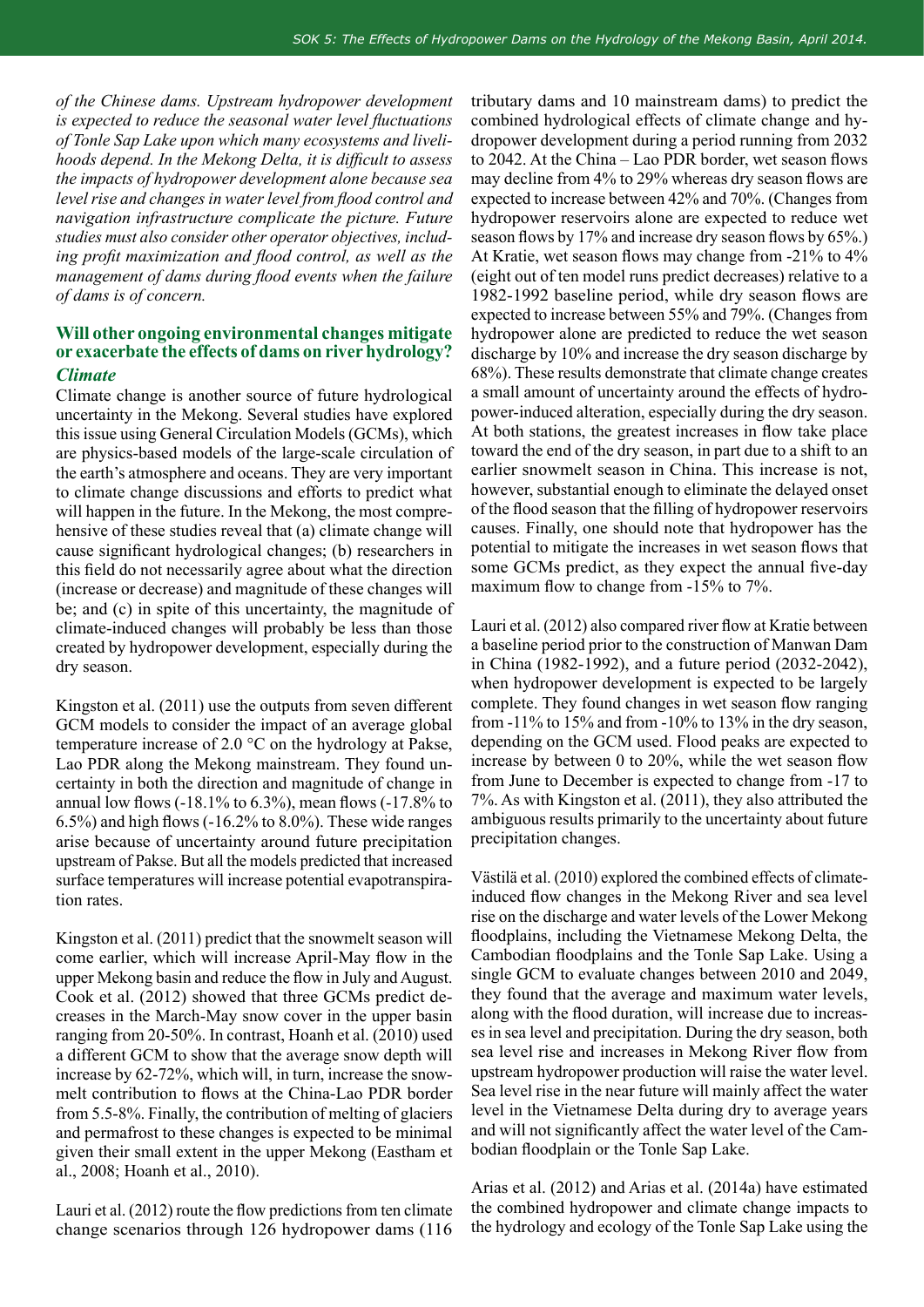*of the Chinese dams. Upstream hydropower development is expected to reduce the seasonal water level fluctuations of Tonle Sap Lake upon which many ecosystems and livelihoods depend. In the Mekong Delta, it is difficult to assess the impacts of hydropower development alone because sea level rise and changes in water level from flood control and navigation infrastructure complicate the picture. Future studies must also consider other operator objectives, including profit maximization and flood control, as well as the management of dams during flood events when the failure of dams is of concern.*

## Will other ongoing environmental changes mitigate or exacerbate the effects of dams on river hydrology?

### *Climate*

Climate change is another source of future hydrological uncertainty in the Mekong. Several studies have explored this issue using General Circulation Models (GCMs), which are physics-based models of the large-scale circulation of the earth's atmosphere and oceans. They are very important to climate change discussions and efforts to predict what will happen in the future. In the Mekong, the most comprehensive of these studies reveal that (a) climate change will cause significant hydrological changes; (b) researchers in this field do not necessarily agree about what the direction (increase or decrease) and magnitude of these changes will be; and (c) in spite of this uncertainty, the magnitude of climate-induced changes will probably be less than those created by hydropower development, especially during the dry season.

Kingston et al. (2011) use the outputs from seven different GCM models to consider the impact of an average global temperature increase of 2.0 °C on the hydrology at Pakse, Lao PDR along the Mekong mainstream. They found uncertainty in both the direction and magnitude of change in annual low flows (-18.1% to 6.3%), mean flows (-17.8% to 6.5%) and high flows (-16.2% to 8.0%). These wide ranges arise because of uncertainty around future precipitation upstream of Pakse. But all the models predicted that increased surface temperatures will increase potential evapotranspiration rates.

Kingston et al. (2011) predict that the snowmelt season will come earlier, which will increase April-May flow in the upper Mekong basin and reduce the flow in July and August. Cook et al. (2012) showed that three GCMs predict decreases in the March-May snow cover in the upper basin ranging from 20-50%. In contrast, Hoanh et al. (2010) used a different GCM to show that the average snow depth will increase by 62-72%, which will, in turn, increase the snowmelt contribution to flows at the China-Lao PDR border from 5.5-8%. Finally, the contribution of melting of glaciers and permafrost to these changes is expected to be minimal given their small extent in the upper Mekong (Eastham et al., 2008; Hoanh et al., 2010).

Lauri et al. (2012) route the flow predictions from ten climate change scenarios through 126 hydropower dams (116 tributary dams and 10 mainstream dams) to predict the combined hydrological effects of climate change and hydropower development during a period running from 2032 to 2042. At the China – Lao PDR border, wet season flows may decline from 4% to 29% whereas dry season flows are expected to increase between 42% and 70%. (Changes from hydropower reservoirs alone are expected to reduce wet season flows by 17% and increase dry season flows by 65%.) At Kratie, wet season flows may change from -21% to 4% (eight out of ten model runs predict decreases) relative to a 1982-1992 baseline period, while dry season flows are expected to increase between 55% and 79%. (Changes from hydropower alone are predicted to reduce the wet season discharge by 10% and increase the dry season discharge by 68%). These results demonstrate that climate change creates a small amount of uncertainty around the effects of hydropower-induced alteration, especially during the dry season. At both stations, the greatest increases in flow take place toward the end of the dry season, in part due to a shift to an earlier snowmelt season in China. This increase is not, however, substantial enough to eliminate the delayed onset of the flood season that the filling of hydropower reservoirs causes. Finally, one should note that hydropower has the potential to mitigate the increases in wet season flows that some GCMs predict, as they expect the annual five-day maximum flow to change from -15% to 7%.

Lauri et al. (2012) also compared river flow at Kratie between a baseline period prior to the construction of Manwan Dam in China (1982-1992), and a future period (2032-2042), when hydropower development is expected to be largely complete. They found changes in wet season flow ranging from -11% to 15% and from -10% to 13% in the dry season, depending on the GCM used. Flood peaks are expected to increase by between 0 to 20%, while the wet season flow from June to December is expected to change from -17 to 7%. As with Kingston et al. (2011), they also attributed the ambiguous results primarily to the uncertainty about future precipitation changes.

Västilä et al. (2010) explored the combined effects of climate-induced flow changes in the Mekong River and sea level rise on the discharge and water levels of the Lower Mekong floodplains, including the Vietnamese Mekong Delta, the Cambodian floodplains and the Tonle Sap Lake. Using a single GCM to evaluate changes between 2010 and 2049, they found that the average and maximum water levels, along with the flood duration, will increase due to increases in sea level and precipitation. During the dry season, both sea level rise and increases in Mekong River flow from upstream hydropower production will raise the water level. Sea level rise in the near future will mainly affect the water level in the Vietnamese Delta during dry to average years and will not significantly affect the water level of the Cambodian floodplain or the Tonle Sap Lake.

Arias et al. (2012) and Arias et al. (2014a) have estimated the combined hydropower and climate change impacts to the hydrology and ecology of the Tonle Sap Lake using the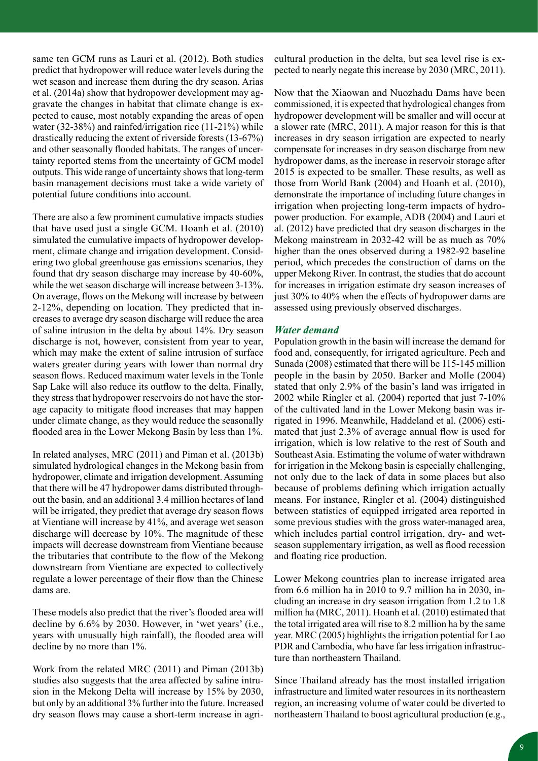same ten GCM runs as Lauri et al. (2012). Both studies predict that hydropower will reduce water levels during the wet season and increase them during the dry season. Arias et al. (2014a) show that hydropower development may aggravate the changes in habitat that climate change is expected to cause, most notably expanding the areas of open water (32-38%) and rainfed/irrigation rice (11-21%) while drastically reducing the extent of riverside forests (13-67%) and other seasonally flooded habitats. The ranges of uncertainty reported stems from the uncertainty of GCM model outputs. This wide range of uncertainty shows that long-term basin management decisions must take a wide variety of potential future conditions into account.

There are also a few prominent cumulative impacts studies that have used just a single GCM. Hoanh et al. (2010) simulated the cumulative impacts of hydropower development, climate change and irrigation development. Considering two global greenhouse gas emissions scenarios, they found that dry season discharge may increase by 40-60%, while the wet season discharge will increase between 3-13%. On average, flows on the Mekong will increase by between 2-12%, depending on location. They predicted that increases to average dry season discharge will reduce the area of saline intrusion in the delta by about 14%. Dry season discharge is not, however, consistent from year to year, which may make the extent of saline intrusion of surface waters greater during years with lower than normal dry season flows. Reduced maximum water levels in the Tonle Sap Lake will also reduce its outflow to the delta. Finally, they stress that hydropower reservoirs do not have the storage capacity to mitigate flood increases that may happen under climate change, as they would reduce the seasonally flooded area in the Lower Mekong Basin by less than 1%.

In related analyses, MRC (2011) and Piman et al. (2013b) simulated hydrological changes in the Mekong basin from hydropower, climate and irrigation development. Assuming that there will be 47 hydropower dams distributed throughout the basin, and an additional 3.4 million hectares of land will be irrigated, they predict that average dry season flows at Vientiane will increase by 41%, and average wet season discharge will decrease by 10%. The magnitude of these impacts will decrease downstream from Vientiane because the tributaries that contribute to the flow of the Mekong downstream from Vientiane are expected to collectively regulate a lower percentage of their flow than the Chinese dams are.

These models also predict that the river's flooded area will decline by 6.6% by 2030. However, in 'wet years' (i.e., years with unusually high rainfall), the flooded area will decline by no more than 1%.

Work from the related MRC (2011) and Piman (2013b) studies also suggests that the area affected by saline intrusion in the Mekong Delta will increase by 15% by 2030, but only by an additional 3% further into the future. Increased dry season flows may cause a short-term increase in agricultural production in the delta, but sea level rise is expected to nearly negate this increase by 2030 (MRC, 2011).

Now that the Xiaowan and Nuozhadu Dams have been commissioned, it is expected that hydrological changes from hydropower development will be smaller and will occur at a slower rate (MRC, 2011). A major reason for this is that increases in dry season irrigation are expected to nearly compensate for increases in dry season discharge from new hydropower dams, as the increase in reservoir storage after 2015 is expected to be smaller. These results, as well as those from World Bank (2004) and Hoanh et al. (2010), demonstrate the importance of including future changes in irrigation when projecting long-term impacts of hydropower production. For example, ADB (2004) and Lauri et al. (2012) have predicted that dry season discharges in the Mekong mainstream in 2032-42 will be as much as 70% higher than the ones observed during a 1982-92 baseline period, which precedes the construction of dams on the upper Mekong River. In contrast, the studies that do account for increases in irrigation estimate dry season increases of just 30% to 40% when the effects of hydropower dams are assessed using previously observed discharges.

### *Water demand*

Population growth in the basin will increase the demand for food and, consequently, for irrigated agriculture. Pech and Sunada (2008) estimated that there will be 115-145 million people in the basin by 2050. Barker and Molle (2004) stated that only 2.9% of the basin's land was irrigated in 2002 while Ringler et al. (2004) reported that just 7-10% of the cultivated land in the Lower Mekong basin was irrigated in 1996. Meanwhile, Haddeland et al. (2006) estimated that just 2.3% of average annual flow is used for irrigation, which is low relative to the rest of South and Southeast Asia. Estimating the volume of water withdrawn for irrigation in the Mekong basin is especially challenging, not only due to the lack of data in some places but also because of problems defining which irrigation actually means. For instance, Ringler et al. (2004) distinguished between statistics of equipped irrigated area reported in some previous studies with the gross water-managed area, which includes partial control irrigation, dry- and wet-season supplementary irrigation, as well as flood recession and floating rice production.

Lower Mekong countries plan to increase irrigated area from 6.6 million ha in 2010 to 9.7 million ha in 2030, including an increase in dry season irrigation from 1.2 to 1.8 million ha (MRC, 2011). Hoanh et al. (2010) estimated that the total irrigated area will rise to 8.2 million ha by the same year. MRC (2005) highlights the irrigation potential for Lao PDR and Cambodia, who have far less irrigation infrastructure than northeastern Thailand.

Since Thailand already has the most installed irrigation infrastructure and limited water resources in its northeastern region, an increasing volume of water could be diverted to northeastern Thailand to boost agricultural production (e.g.,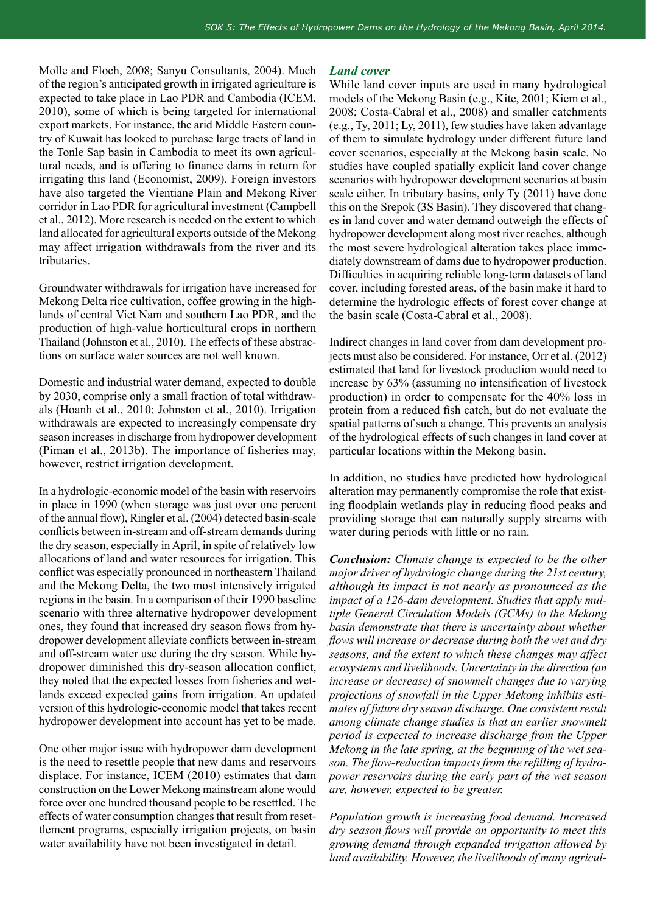Molle and Floch, 2008; Sanyu Consultants, 2004). Much of the region's anticipated growth in irrigated agriculture is expected to take place in Lao PDR and Cambodia (ICEM, 2010), some of which is being targeted for international export markets. For instance, the arid Middle Eastern country of Kuwait has looked to purchase large tracts of land in the Tonle Sap basin in Cambodia to meet its own agricultural needs, and is offering to finance dams in return for irrigating this land (Economist, 2009). Foreign investors have also targeted the Vientiane Plain and Mekong River corridor in Lao PDR for agricultural investment (Campbell et al., 2012). More research is needed on the extent to which land allocated for agricultural exports outside of the Mekong may affect irrigation withdrawals from the river and its tributaries.

Groundwater withdrawals for irrigation have increased for Mekong Delta rice cultivation, coffee growing in the highlands of central Viet Nam and southern Lao PDR, and the production of high-value horticultural crops in northern Thailand (Johnston et al., 2010). The effects of these abstractions on surface water sources are not well known.

Domestic and industrial water demand, expected to double by 2030, comprise only a small fraction of total withdrawals (Hoanh et al., 2010; Johnston et al., 2010). Irrigation withdrawals are expected to increasingly compensate dry season increases in discharge from hydropower development (Piman et al., 2013b). The importance of fisheries may, however, restrict irrigation development.

In a hydrologic-economic model of the basin with reservoirs in place in 1990 (when storage was just over one percent of the annual flow), Ringler et al. (2004) detected basin-scale conflicts between in-stream and off-stream demands during the dry season, especially in April, in spite of relatively low allocations of land and water resources for irrigation. This conflict was especially pronounced in northeastern Thailand and the Mekong Delta, the two most intensively irrigated regions in the basin. In a comparison of their 1990 baseline scenario with three alternative hydropower development ones, they found that increased dry season flows from hydropower development alleviate conflicts between in-stream and off-stream water use during the dry season. While hydropower diminished this dry-season allocation conflict, they noted that the expected losses from fisheries and wetlands exceed expected gains from irrigation. An updated version of this hydrologic-economic model that takes recent hydropower development into account has yet to be made.

One other major issue with hydropower dam development is the need to resettle people that new dams and reservoirs displace. For instance, ICEM (2010) estimates that dam construction on the Lower Mekong mainstream alone would force over one hundred thousand people to be resettled. The effects of water consumption changes that result from resettlement programs, especially irrigation projects, on basin water availability have not been investigated in detail.

### *Land cover*

While land cover inputs are used in many hydrological models of the Mekong Basin (e.g., Kite, 2001; Kiem et al., 2008; Costa-Cabral et al., 2008) and smaller catchments (e.g., Ty, 2011; Ly, 2011), few studies have taken advantage of them to simulate hydrology under different future land cover scenarios, especially at the Mekong basin scale. No studies have coupled spatially explicit land cover change scenarios with hydropower development scenarios at basin scale either. In tributary basins, only Ty (2011) have done this on the Srepok (3S Basin). They discovered that changes in land cover and water demand outweigh the effects of hydropower development along most river reaches, although the most severe hydrological alteration takes place immediately downstream of dams due to hydropower production. Difficulties in acquiring reliable long-term datasets of land cover, including forested areas, of the basin make it hard to determine the hydrologic effects of forest cover change at the basin scale (Costa-Cabral et al., 2008).

Indirect changes in land cover from dam development projects must also be considered. For instance, Orr et al. (2012) estimated that land for livestock production would need to increase by 63% (assuming no intensification of livestock production) in order to compensate for the 40% loss in protein from a reduced fish catch, but do not evaluate the spatial patterns of such a change. This prevents an analysis of the hydrological effects of such changes in land cover at particular locations within the Mekong basin.

In addition, no studies have predicted how hydrological alteration may permanently compromise the role that existing floodplain wetlands play in reducing flood peaks and providing storage that can naturally supply streams with water during periods with little or no rain.

***Conclusion:*** *Climate change is expected to be the other major driver of hydrologic change during the 21st century, although its impact is not nearly as pronounced as the impact of a 126-dam development. Studies that apply multiple General Circulation Models (GCMs) to the Mekong basin demonstrate that there is uncertainty about whether flows will increase or decrease during both the wet and dry seasons, and the extent to which these changes may affect ecosystems and livelihoods. Uncertainty in the direction (an increase or decrease) of snowmelt changes due to varying projections of snowfall in the Upper Mekong inhibits estimates of future dry season discharge. One consistent result among climate change studies is that an earlier snowmelt period is expected to increase discharge from the Upper Mekong in the late spring, at the beginning of the wet season. The flow-reduction impacts from the refilling of hydropower reservoirs during the early part of the wet season are, however, expected to be greater.*

*Population growth is increasing food demand. Increased dry season flows will provide an opportunity to meet this growing demand through expanded irrigation allowed by land availability. However, the livelihoods of many agricul-*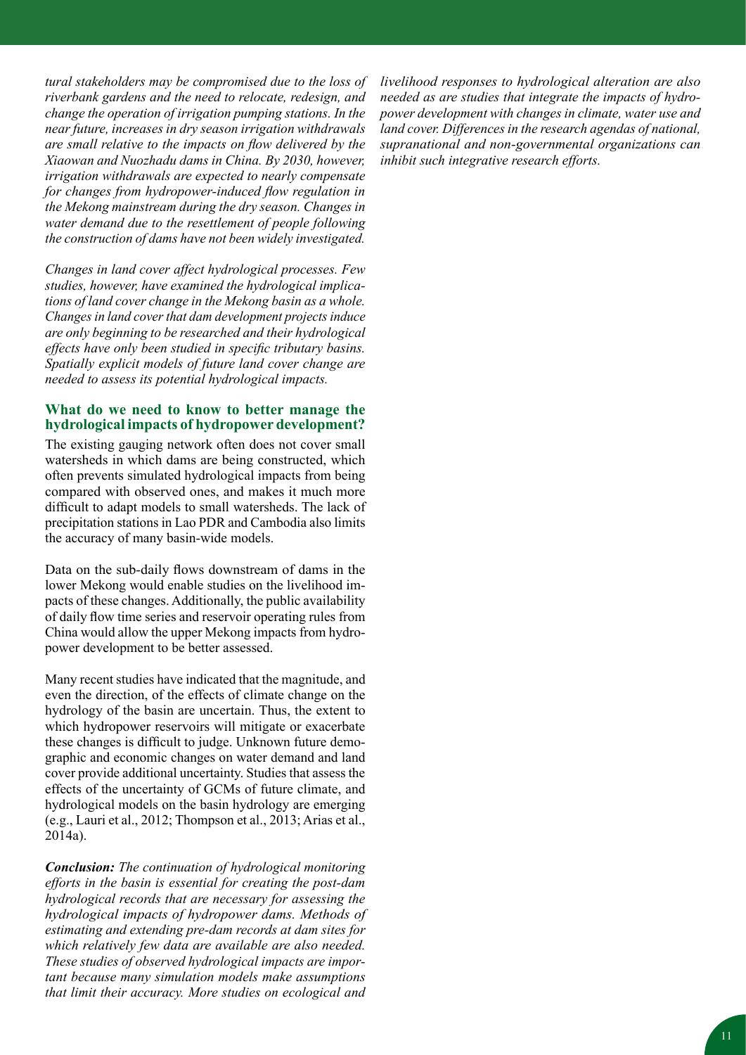*tural stakeholders may be compromised due to the loss of riverbank gardens and the need to relocate, redesign, and change the operation of irrigation pumping stations. In the near future, increases in dry season irrigation withdrawals are small relative to the impacts on flow delivered by the Xiaowan and Nuozhadu dams in China. By 2030, however, irrigation withdrawals are expected to nearly compensate for changes from hydropower-induced flow regulation in the Mekong mainstream during the dry season. Changes in water demand due to the resettlement of people following the construction of dams have not been widely investigated.*

*Changes in land cover affect hydrological processes. Few studies, however, have examined the hydrological implications of land cover change in the Mekong basin as a whole. Changes in land cover that dam development projects induce are only beginning to be researched and their hydrological effects have only been studied in specific tributary basins. Spatially explicit models of future land cover change are needed to assess its potential hydrological impacts.*

## What do we need to know to better manage the hydrological impacts of hydropower development?

The existing gauging network often does not cover small watersheds in which dams are being constructed, which often prevents simulated hydrological impacts from being compared with observed ones, and makes it much more difficult to adapt models to small watersheds. The lack of precipitation stations in Lao PDR and Cambodia also limits the accuracy of many basin-wide models.

Data on the sub-daily flows downstream of dams in the lower Mekong would enable studies on the livelihood impacts of these changes. Additionally, the public availability of daily flow time series and reservoir operating rules from China would allow the upper Mekong impacts from hydropower development to be better assessed.

Many recent studies have indicated that the magnitude, and even the direction, of the effects of climate change on the hydrology of the basin are uncertain. Thus, the extent to which hydropower reservoirs will mitigate or exacerbate these changes is difficult to judge. Unknown future demographic and economic changes on water demand and land cover provide additional uncertainty. Studies that assess the effects of the uncertainty of GCMs of future climate, and hydrological models on the basin hydrology are emerging (e.g., Lauri et al., 2012; Thompson et al., 2013; Arias et al., 2014a).

***Conclusion:*** *The continuation of hydrological monitoring efforts in the basin is essential for creating the post-dam hydrological records that are necessary for assessing the hydrological impacts of hydropower dams. Methods of estimating and extending pre-dam records at dam sites for which relatively few data are available are also needed. These studies of observed hydrological impacts are important because many simulation models make assumptions that limit their accuracy. More studies on ecological and livelihood responses to hydrological alteration are also needed as are studies that integrate the impacts of hydropower development with changes in climate, water use and land cover. Differences in the research agendas of national, supranational and non-governmental organizations can inhibit such integrative research efforts.*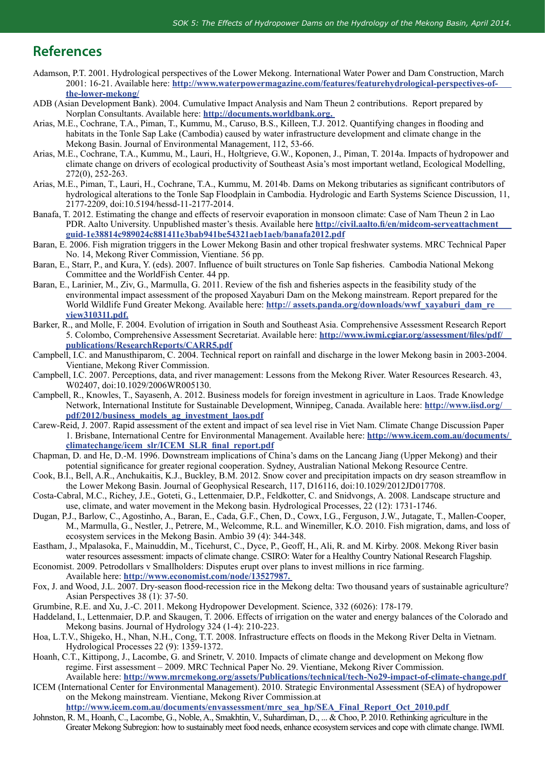# References

Adamson, P.T. 2001. Hydrological perspectives of the Lower Mekong. International Water Power and Dam Construction, March 2001: 16-21. Available here: **http://www.waterpowermagazine.com/features/featurehydrological-perspectives-of-the-lower-mekong/**

ADB (Asian Development Bank). 2004. Cumulative Impact Analysis and Nam Theun 2 contributions. Report prepared by Norplan Consultants. Available here: **http://documents.worldbank.org.**

Arias, M.E., Cochrane, T.A., Piman, T., Kummu, M., Caruso, B.S., Killeen, T.J. 2012. Quantifying changes in flooding and habitats in the Tonle Sap Lake (Cambodia) caused by water infrastructure development and climate change in the Mekong Basin. Journal of Environmental Management, 112, 53-66.

Arias, M.E., Cochrane, T.A., Kummu, M., Lauri, H., Holtgrieve, G.W., Koponen, J., Piman, T. 2014a. Impacts of hydropower and climate change on drivers of ecological productivity of Southeast Asia's most important wetland, Ecological Modelling, 272(0), 252-263.

Arias, M.E., Piman, T., Lauri, H., Cochrane, T.A., Kummu, M. 2014b. Dams on Mekong tributaries as significant contributors of hydrological alterations to the Tonle Sap Floodplain in Cambodia. Hydrologic and Earth Systems Science Discussion, 11, 2177-2209, doi:10.5194/hessd-11-2177-2014.

Banafa, T. 2012. Estimating the change and effects of reservoir evaporation in monsoon climate: Case of Nam Theun 2 in Lao PDR. Aalto University. Unpublished master's thesis. Available here **http://civil.aalto.fi/en/midcom-serveattachment guid-1e38814c989024c881411e3bab941be54321aeb1aeb/banafa2012.pdf**

Baran, E. 2006. Fish migration triggers in the Lower Mekong Basin and other tropical freshwater systems. MRC Technical Paper No. 14, Mekong River Commission, Vientiane. 56 pp.

Baran, E., Starr, P., and Kura, Y. (eds). 2007. Influence of built structures on Tonle Sap fisheries. Cambodia National Mekong Committee and the WorldFish Center. 44 pp.

Baran, E., Larinier, M., Ziv, G., Marmulla, G. 2011. Review of the fish and fisheries aspects in the feasibility study of the environmental impact assessment of the proposed Xayaburi Dam on the Mekong mainstream. Report prepared for the World Wildlife Fund Greater Mekong. Available here: **http:// assets.panda.org/downloads/wwf_xayaburi_dam_review310311.pdf.**

Barker, R., and Molle, F. 2004. Evolution of irrigation in South and Southeast Asia. Comprehensive Assessment Research Report 5. Colombo, Comprehensive Assessment Secretariat. Available here: **http://www.iwmi.cgiar.org/assessment/files/pdf/publications/ResearchReports/CARR5.pdf**

Campbell, I.C. and Manusthiparom, C. 2004. Technical report on rainfall and discharge in the lower Mekong basin in 2003-2004. Vientiane, Mekong River Commission.

Campbell, I.C. 2007. Perceptions, data, and river management: Lessons from the Mekong River. Water Resources Research. 43, W02407, doi:10.1029/2006WR005130.

Campbell, R., Knowles, T., Sayasenh, A. 2012. Business models for foreign investment in agriculture in Laos. Trade Knowledge Network, International Institute for Sustainable Development, Winnipeg, Canada. Available here: **http://www.iisd.org/pdf/2012/business_models_ag_investment_laos.pdf**

Carew-Reid, J. 2007. Rapid assessment of the extent and impact of sea level rise in Viet Nam. Climate Change Discussion Paper 1. Brisbane, International Centre for Environmental Management. Available here: **http://www.icem.com.au/documents/climatechange/icem_slr/ICEM_SLR_final_report.pdf**

Chapman, D. and He, D.-M. 1996. Downstream implications of China's dams on the Lancang Jiang (Upper Mekong) and their potential significance for greater regional cooperation. Sydney, Australian National Mekong Resource Centre.

Cook, B.I., Bell, A.R., Anchukaitis, K.J., Buckley, B.M. 2012. Snow cover and precipitation impacts on dry season streamflow in the Lower Mekong Basin. Journal of Geophysical Research, 117, D16116, doi:10.1029/2012JD017708.

Costa-Cabral, M.C., Richey, J.E., Goteti, G., Lettenmaier, D.P., Feldkotter, C. and Snidvongs, A. 2008. Landscape structure and use, climate, and water movement in the Mekong basin. Hydrological Processes, 22 (12): 1731-1746.

Dugan, P.J., Barlow, C., Agostinho, A., Baran, E., Cada, G.F., Chen, D., Cowx, I.G., Ferguson, J.W., Jutagate, T., Mallen-Cooper, M., Marmulla, G., Nestler, J., Petrere, M., Welcomme, R.L. and Winemiller, K.O. 2010. Fish migration, dams, and loss of ecosystem services in the Mekong Basin. Ambio 39 (4): 344-348.

Eastham, J., Mpalasoka, F., Mainuddin, M., Ticehurst, C., Dyce, P., Geoff, H., Ali, R. and M. Kirby. 2008. Mekong River basin water resources assessment: impacts of climate change. CSIRO: Water for a Healthy Country National Research Flagship.

Economist. 2009. Petrodollars v Smallholders: Disputes erupt over plans to invest millions in rice farming. Available here: **http://www.economist.com/node/13527987.**

Fox, J. and Wood, J.L. 2007. Dry-season flood-recession rice in the Mekong delta: Two thousand years of sustainable agriculture? Asian Perspectives 38 (1): 37-50.

Grumbine, R.E. and Xu, J.-C. 2011. Mekong Hydropower Development. Science, 332 (6026): 178-179.

Haddeland, I., Lettenmaier, D.P. and Skaugen, T. 2006. Effects of irrigation on the water and energy balances of the Colorado and Mekong basins. Journal of Hydrology 324 (1-4): 210-223.

Hoa, L.T.V., Shigeko, H., Nhan, N.H., Cong, T.T. 2008. Infrastructure effects on floods in the Mekong River Delta in Vietnam. Hydrological Processes 22 (9): 1359-1372.

Hoanh, C.T., Kittipong, J., Lacombe, G. and Srinetr, V. 2010. Impacts of climate change and development on Mekong flow regime. First assessment – 2009. MRC Technical Paper No. 29. Vientiane, Mekong River Commission. Available here: **http://www.mrcmekong.org/assets/Publications/technical/tech-No29-impact-of-climate-change.pdf**

ICEM (International Center for Environmental Management). 2010. Strategic Environmental Assessment (SEA) of hydropower on the Mekong mainstream. Vientiane, Mekong River Commission.at **http://www.icem.com.au/documents/envassessment/mrc_sea_hp/SEA_Final_Report_Oct_2010.pdf**

Johnston, R. M., Hoanh, C., Lacombe, G., Noble, A., Smakhtin, V., Suhardiman, D., ... & Choo, P. 2010. Rethinking agriculture in the Greater Mekong Subregion: how to sustainably meet food needs, enhance ecosystem services and cope with climate change. IWMI.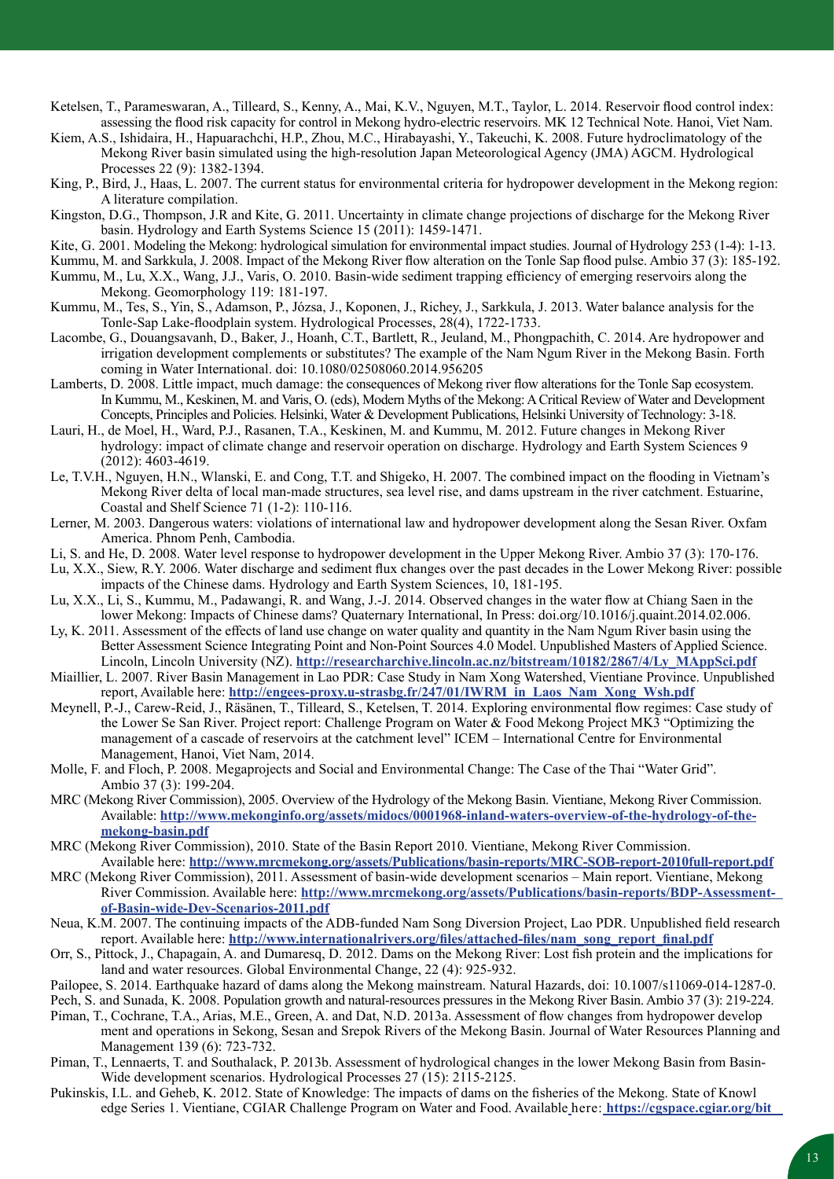Ketelsen, T., Parameswaran, A., Tilleard, S., Kenny, A., Mai, K.V., Nguyen, M.T., Taylor, L. 2014. Reservoir flood control index: assessing the flood risk capacity for control in Mekong hydro-electric reservoirs. MK 12 Technical Note. Hanoi, Viet Nam.

Kiem, A.S., Ishidaira, H., Hapuarachchi, H.P., Zhou, M.C., Hirabayashi, Y., Takeuchi, K. 2008. Future hydroclimatology of the Mekong River basin simulated using the high-resolution Japan Meteorological Agency (JMA) AGCM. Hydrological Processes 22 (9): 1382-1394.

King, P., Bird, J., Haas, L. 2007. The current status for environmental criteria for hydropower development in the Mekong region: A literature compilation.

Kingston, D.G., Thompson, J.R and Kite, G. 2011. Uncertainty in climate change projections of discharge for the Mekong River basin. Hydrology and Earth Systems Science 15 (2011): 1459-1471.

Kite, G. 2001. Modeling the Mekong: hydrological simulation for environmental impact studies. Journal of Hydrology 253 (1-4): 1-13.

Kummu, M. and Sarkkula, J. 2008. Impact of the Mekong River flow alteration on the Tonle Sap flood pulse. Ambio 37 (3): 185-192.

Kummu, M., Lu, X.X., Wang, J.J., Varis, O. 2010. Basin-wide sediment trapping efficiency of emerging reservoirs along the Mekong. Geomorphology 119: 181-197.

Kummu, M., Tes, S., Yin, S., Adamson, P., Józsa, J., Koponen, J., Richey, J., Sarkkula, J. 2013. Water balance analysis for the Tonle-Sap Lake-floodplain system. Hydrological Processes, 28(4), 1722-1733.

Lacombe, G., Douangsavanh, D., Baker, J., Hoanh, C.T., Bartlett, R., Jeuland, M., Phongpachith, C. 2014. Are hydropower and irrigation development complements or substitutes? The example of the Nam Ngum River in the Mekong Basin. Forth coming in Water International. doi: 10.1080/02508060.2014.956205

Lamberts, D. 2008. Little impact, much damage: the consequences of Mekong river flow alterations for the Tonle Sap ecosystem. In Kummu, M., Keskinen, M. and Varis, O. (eds), Modern Myths of the Mekong: A Critical Review of Water and Development Concepts, Principles and Policies. Helsinki, Water & Development Publications, Helsinki University of Technology: 3-18.

Lauri, H., de Moel, H., Ward, P.J., Rasanen, T.A., Keskinen, M. and Kummu, M. 2012. Future changes in Mekong River hydrology: impact of climate change and reservoir operation on discharge. Hydrology and Earth System Sciences 9 (2012): 4603-4619.

Le, T.V.H., Nguyen, H.N., Wlanski, E. and Cong, T.T. and Shigeko, H. 2007. The combined impact on the flooding in Vietnam's Mekong River delta of local man-made structures, sea level rise, and dams upstream in the river catchment. Estuarine, Coastal and Shelf Science 71 (1-2): 110-116.

Lerner, M. 2003. Dangerous waters: violations of international law and hydropower development along the Sesan River. Oxfam America. Phnom Penh, Cambodia.

Li, S. and He, D. 2008. Water level response to hydropower development in the Upper Mekong River. Ambio 37 (3): 170-176.

Lu, X.X., Siew, R.Y. 2006. Water discharge and sediment flux changes over the past decades in the Lower Mekong River: possible impacts of the Chinese dams. Hydrology and Earth System Sciences, 10, 181-195.

Lu, X.X., Li, S., Kummu, M., Padawangi, R. and Wang, J.-J. 2014. Observed changes in the water flow at Chiang Saen in the lower Mekong: Impacts of Chinese dams? Quaternary International, In Press: doi.org/10.1016/j.quaint.2014.02.006.

Ly, K. 2011. Assessment of the effects of land use change on water quality and quantity in the Nam Ngum River basin using the Better Assessment Science Integrating Point and Non-Point Sources 4.0 Model. Unpublished Masters of Applied Science. Lincoln, Lincoln University (NZ). **http://researcharchive.lincoln.ac.nz/bitstream/10182/2867/4/Ly_MAppSci.pdf**

Miaillier, L. 2007. River Basin Management in Lao PDR: Case Study in Nam Xong Watershed, Vientiane Province. Unpublished report, Available here: **http://engees-proxy.u-strasbg.fr/247/01/IWRM_in_Laos_Nam_Xong_Wsh.pdf**

Meynell, P.-J., Carew-Reid, J., Räsänen, T., Tilleard, S., Ketelsen, T. 2014. Exploring environmental flow regimes: Case study of the Lower Se San River. Project report: Challenge Program on Water & Food Mekong Project MK3 "Optimizing the management of a cascade of reservoirs at the catchment level" ICEM – International Centre for Environmental Management, Hanoi, Viet Nam, 2014.

Molle, F. and Floch, P. 2008. Megaprojects and Social and Environmental Change: The Case of the Thai "Water Grid". Ambio 37 (3): 199-204.

MRC (Mekong River Commission), 2005. Overview of the Hydrology of the Mekong Basin. Vientiane, Mekong River Commission. Available: **http://www.mekonginfo.org/assets/midocs/0001968-inland-waters-overview-of-the-hydrology-of-the-mekong-basin.pdf**

MRC (Mekong River Commission), 2010. State of the Basin Report 2010. Vientiane, Mekong River Commission. Available here: **http://www.mrcmekong.org/assets/Publications/basin-reports/MRC-SOB-report-2010full-report.pdf**

MRC (Mekong River Commission), 2011. Assessment of basin-wide development scenarios – Main report. Vientiane, Mekong River Commission. Available here: **http://www.mrcmekong.org/assets/Publications/basin-reports/BDP-Assessment-of-Basin-wide-Dev-Scenarios-2011.pdf**

Neua, K.M. 2007. The continuing impacts of the ADB-funded Nam Song Diversion Project, Lao PDR. Unpublished field research report. Available here: **http://www.internationalrivers.org/files/attached-files/nam_song_report_final.pdf**

Orr, S., Pittock, J., Chapagain, A. and Dumaresq, D. 2012. Dams on the Mekong River: Lost fish protein and the implications for land and water resources. Global Environmental Change, 22 (4): 925-932.

Pailopee, S. 2014. Earthquake hazard of dams along the Mekong mainstream. Natural Hazards, doi: 10.1007/s11069-014-1287-0.

Pech, S. and Sunada, K. 2008. Population growth and natural-resources pressures in the Mekong River Basin. Ambio 37 (3): 219-224.

Piman, T., Cochrane, T.A., Arias, M.E., Green, A. and Dat, N.D. 2013a. Assessment of flow changes from hydropower development and operations in Sekong, Sesan and Srepok Rivers of the Mekong Basin. Journal of Water Resources Planning and Management 139 (6): 723-732.

Piman, T., Lennaerts, T. and Southalack, P. 2013b. Assessment of hydrological changes in the lower Mekong Basin from Basin-Wide development scenarios. Hydrological Processes 27 (15): 2115-2125.

Pukinskis, I.L. and Geheb, K. 2012. State of Knowledge: The impacts of dams on the fisheries of the Mekong. State of Knowledge Series 1. Vientiane, CGIAR Challenge Program on Water and Food. Available here: **https://cgspace.cgiar.org/bit**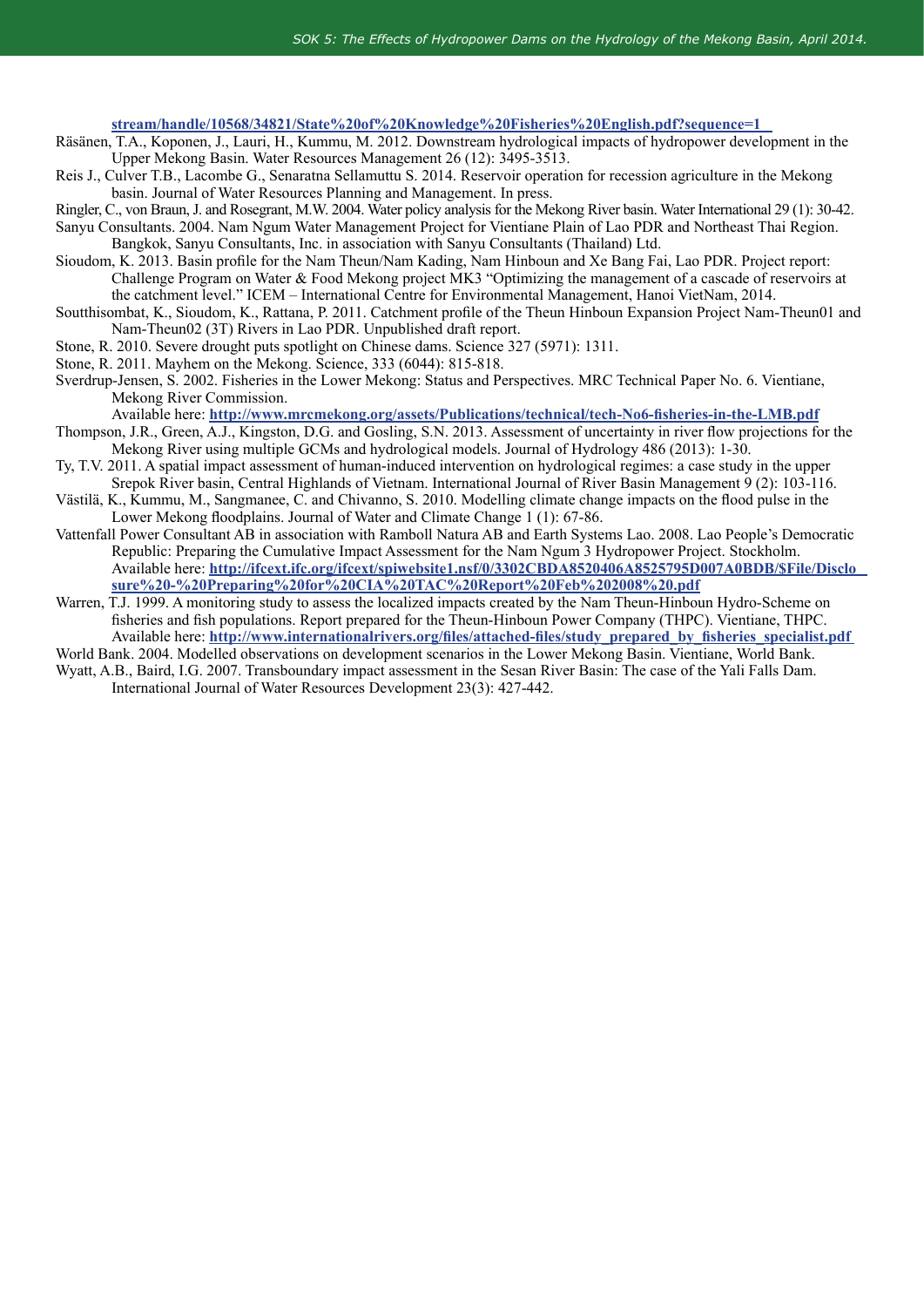stream/handle/10568/34821/State%20of%20Knowledge%20Fisheries%20English.pdf?sequence=1

Räsänen, T.A., Koponen, J., Lauri, H., Kummu, M. 2012. Downstream hydrological impacts of hydropower development in the Upper Mekong Basin. Water Resources Management 26 (12): 3495-3513.

Reis J., Culver T.B., Lacombe G., Senaratna Sellamuttu S. 2014. Reservoir operation for recession agriculture in the Mekong basin. Journal of Water Resources Planning and Management. In press.

Ringler, C., von Braun, J. and Rosegrant, M.W. 2004. Water policy analysis for the Mekong River basin. Water International 29 (1): 30-42.

Sanyu Consultants. 2004. Nam Ngum Water Management Project for Vientiane Plain of Lao PDR and Northeast Thai Region. Bangkok, Sanyu Consultants, Inc. in association with Sanyu Consultants (Thailand) Ltd.

Sioudom, K. 2013. Basin profile for the Nam Theun/Nam Kading, Nam Hinboun and Xe Bang Fai, Lao PDR. Project report: Challenge Program on Water & Food Mekong project MK3 "Optimizing the management of a cascade of reservoirs at the catchment level." ICEM – International Centre for Environmental Management, Hanoi VietNam, 2014.

Soutthisombat, K., Sioudom, K., Rattana, P. 2011. Catchment profile of the Theun Hinboun Expansion Project Nam-Theun01 and Nam-Theun02 (3T) Rivers in Lao PDR. Unpublished draft report.

Stone, R. 2010. Severe drought puts spotlight on Chinese dams. Science 327 (5971): 1311.

Stone, R. 2011. Mayhem on the Mekong. Science, 333 (6044): 815-818.

Sverdrup-Jensen, S. 2002. Fisheries in the Lower Mekong: Status and Perspectives. MRC Technical Paper No. 6. Vientiane, Mekong River Commission.
Available here: **http://www.mrcmekong.org/assets/Publications/technical/tech-No6-fisheries-in-the-LMB.pdf**

Thompson, J.R., Green, A.J., Kingston, D.G. and Gosling, S.N. 2013. Assessment of uncertainty in river flow projections for the Mekong River using multiple GCMs and hydrological models. Journal of Hydrology 486 (2013): 1-30.

Ty, T.V. 2011. A spatial impact assessment of human-induced intervention on hydrological regimes: a case study in the upper Srepok River basin, Central Highlands of Vietnam. International Journal of River Basin Management 9 (2): 103-116.

Västilä, K., Kummu, M., Sangmanee, C. and Chivanno, S. 2010. Modelling climate change impacts on the flood pulse in the Lower Mekong floodplains. Journal of Water and Climate Change 1 (1): 67-86.

Vattenfall Power Consultant AB in association with Ramboll Natura AB and Earth Systems Lao. 2008. Lao People's Democratic Republic: Preparing the Cumulative Impact Assessment for the Nam Ngum 3 Hydropower Project. Stockholm.
Available here: **http://ifcext.ifc.org/ifcext/spiwebsite1.nsf/0/3302CBDA8520406A8525795D007A0BDB/$File/Disclosure%20-%20Preparing%20for%20CIA%20TAC%20Report%20Feb%202008%20.pdf**

Warren, T.J. 1999. A monitoring study to assess the localized impacts created by the Nam Theun-Hinboun Hydro-Scheme on fisheries and fish populations. Report prepared for the Theun-Hinboun Power Company (THPC). Vientiane, THPC.
Available here: **http://www.internationalrivers.org/files/attached-files/study_prepared_by_fisheries_specialist.pdf**

World Bank. 2004. Modelled observations on development scenarios in the Lower Mekong Basin. Vientiane, World Bank.

Wyatt, A.B., Baird, I.G. 2007. Transboundary impact assessment in the Sesan River Basin: The case of the Yali Falls Dam. International Journal of Water Resources Development 23(3): 427-442.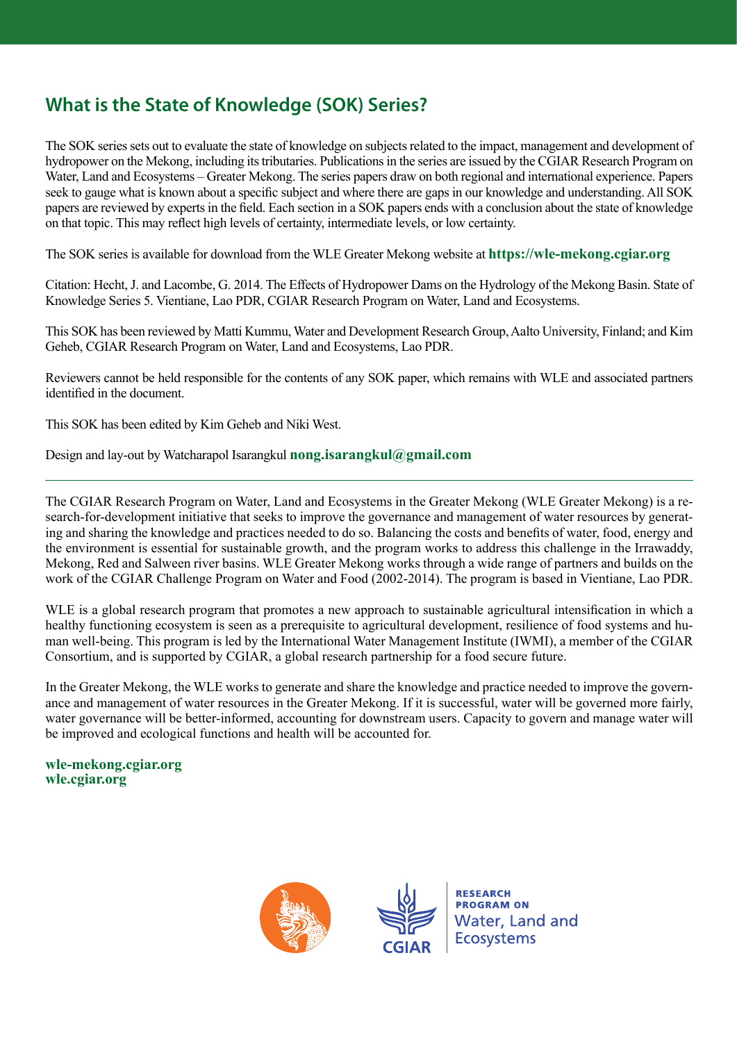## What is the State of Knowledge (SOK) Series?

The SOK series sets out to evaluate the state of knowledge on subjects related to the impact, management and development of hydropower on the Mekong, including its tributaries. Publications in the series are issued by the CGIAR Research Program on Water, Land and Ecosystems – Greater Mekong. The series papers draw on both regional and international experience. Papers seek to gauge what is known about a specific subject and where there are gaps in our knowledge and understanding. All SOK papers are reviewed by experts in the field. Each section in a SOK papers ends with a conclusion about the state of knowledge on that topic. This may reflect high levels of certainty, intermediate levels, or low certainty.

The SOK series is available for download from the WLE Greater Mekong website at **https://wle-mekong.cgiar.org**

Citation: Hecht, J. and Lacombe, G. 2014. The Effects of Hydropower Dams on the Hydrology of the Mekong Basin. State of Knowledge Series 5. Vientiane, Lao PDR, CGIAR Research Program on Water, Land and Ecosystems.

This SOK has been reviewed by Matti Kummu, Water and Development Research Group, Aalto University, Finland; and Kim Geheb, CGIAR Research Program on Water, Land and Ecosystems, Lao PDR.

Reviewers cannot be held responsible for the contents of any SOK paper, which remains with WLE and associated partners identified in the document.

This SOK has been edited by Kim Geheb and Niki West.

Design and lay-out by Watcharapol Isarangkul **nong.isarangkul@gmail.com**

---

The CGIAR Research Program on Water, Land and Ecosystems in the Greater Mekong (WLE Greater Mekong) is a research-for-development initiative that seeks to improve the governance and management of water resources by generating and sharing the knowledge and practices needed to do so. Balancing the costs and benefits of water, food, energy and the environment is essential for sustainable growth, and the program works to address this challenge in the Irrawaddy, Mekong, Red and Salween river basins. WLE Greater Mekong works through a wide range of partners and builds on the work of the CGIAR Challenge Program on Water and Food (2002-2014). The program is based in Vientiane, Lao PDR.

WLE is a global research program that promotes a new approach to sustainable agricultural intensification in which a healthy functioning ecosystem is seen as a prerequisite to agricultural development, resilience of food systems and human well-being. This program is led by the International Water Management Institute (IWMI), a member of the CGIAR Consortium, and is supported by CGIAR, a global research partnership for a food secure future.

In the Greater Mekong, the WLE works to generate and share the knowledge and practice needed to improve the governance and management of water resources in the Greater Mekong. If it is successful, water will be governed more fairly, water governance will be better-informed, accounting for downstream users. Capacity to govern and manage water will be improved and ecological functions and health will be accounted for.

**wle-mekong.cgiar.org**
**wle.cgiar.org**

CGIAR RESEARCH PROGRAM ON Water, Land and Ecosystems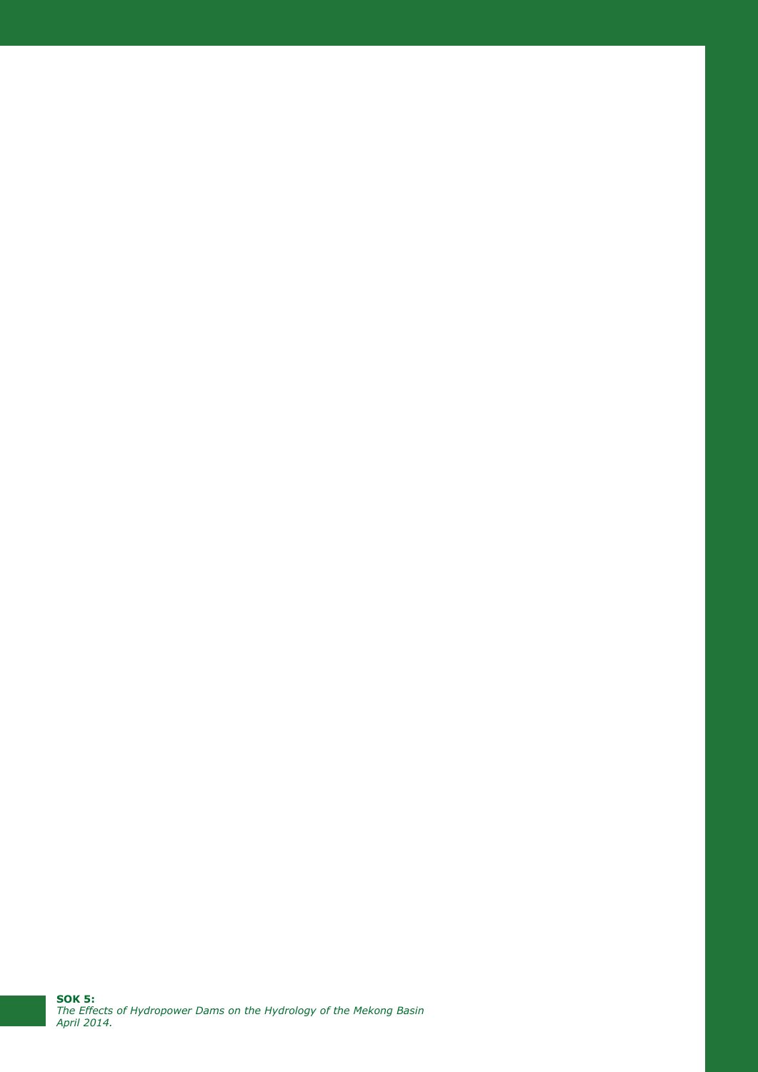**SOK 5:**
*The Effects of Hydropower Dams on the Hydrology of the Mekong Basin*
*April 2014.*